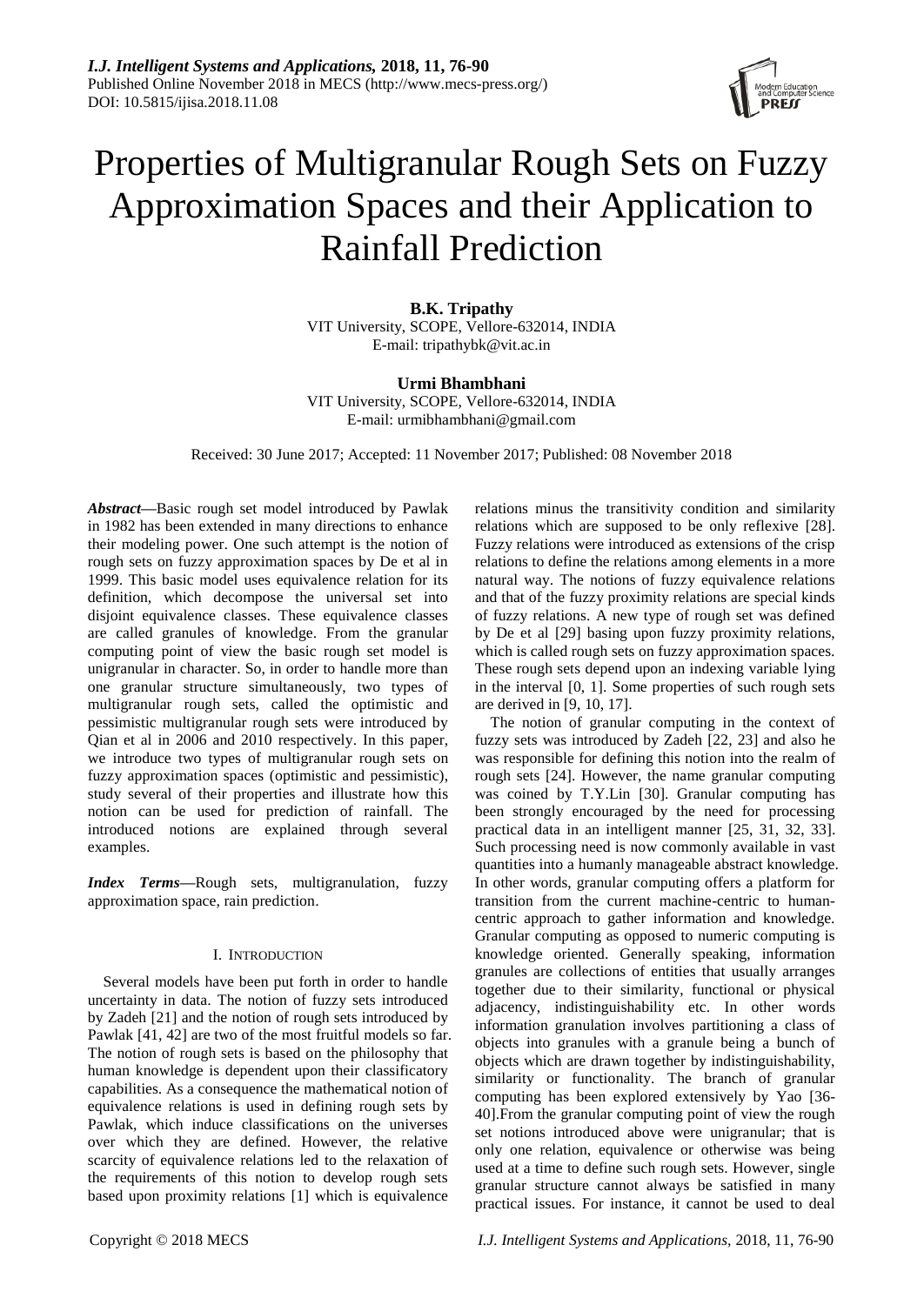# Properties of Multigranular Rough Sets on Fuzzy Approximation Spaces and their Application to Rainfall Prediction

**B.K. Tripathy**
VIT University, SCOPE, Vellore-632014, INDIA
E-mail: tripathybk@vit.ac.in

**Urmi Bhambhani**
VIT University, SCOPE, Vellore-632014, INDIA
E-mail: urmibhambhani@gmail.com

Received: 30 June 2017; Accepted: 11 November 2017; Published: 08 November 2018

***Abstract*—**Basic rough set model introduced by Pawlak in 1982 has been extended in many directions to enhance their modeling power. One such attempt is the notion of rough sets on fuzzy approximation spaces by De et al in 1999. This basic model uses equivalence relation for its definition, which decompose the universal set into disjoint equivalence classes. These equivalence classes are called granules of knowledge. From the granular computing point of view the basic rough set model is unigranular in character. So, in order to handle more than one granular structure simultaneously, two types of multigranular rough sets, called the optimistic and pessimistic multigranular rough sets were introduced by Qian et al in 2006 and 2010 respectively. In this paper, we introduce two types of multigranular rough sets on fuzzy approximation spaces (optimistic and pessimistic), study several of their properties and illustrate how this notion can be used for prediction of rainfall. The introduced notions are explained through several examples.

***Index Terms*—**Rough sets, multigranulation, fuzzy approximation space, rain prediction.

## I. Introduction

Several models have been put forth in order to handle uncertainty in data. The notion of fuzzy sets introduced by Zadeh [21] and the notion of rough sets introduced by Pawlak [41, 42] are two of the most fruitful models so far. The notion of rough sets is based on the philosophy that human knowledge is dependent upon their classificatory capabilities. As a consequence the mathematical notion of equivalence relations is used in defining rough sets by Pawlak, which induce classifications on the universes over which they are defined. However, the relative scarcity of equivalence relations led to the relaxation of the requirements of this notion to develop rough sets based upon proximity relations [1] which is equivalence relations minus the transitivity condition and similarity relations which are supposed to be only reflexive [28]. Fuzzy relations were introduced as extensions of the crisp relations to define the relations among elements in a more natural way. The notions of fuzzy equivalence relations and that of the fuzzy proximity relations are special kinds of fuzzy relations. A new type of rough set was defined by De et al [29] basing upon fuzzy proximity relations, which is called rough sets on fuzzy approximation spaces. These rough sets depend upon an indexing variable lying in the interval [0, 1]. Some properties of such rough sets are derived in [9, 10, 17].

The notion of granular computing in the context of fuzzy sets was introduced by Zadeh [22, 23] and also he was responsible for defining this notion into the realm of rough sets [24]. However, the name granular computing was coined by T.Y.Lin [30]. Granular computing has been strongly encouraged by the need for processing practical data in an intelligent manner [25, 31, 32, 33]. Such processing need is now commonly available in vast quantities into a humanly manageable abstract knowledge. In other words, granular computing offers a platform for transition from the current machine-centric to human-centric approach to gather information and knowledge. Granular computing as opposed to numeric computing is knowledge oriented. Generally speaking, information granules are collections of entities that usually arranges together due to their similarity, functional or physical adjacency, indistinguishability etc. In other words information granulation involves partitioning a class of objects into granules with a granule being a bunch of objects which are drawn together by indistinguishability, similarity or functionality. The branch of granular computing has been explored extensively by Yao [36-40].From the granular computing point of view the rough set notions introduced above were unigranular; that is only one relation, equivalence or otherwise was being used at a time to define such rough sets. However, single granular structure cannot always be satisfied in many practical issues. For instance, it cannot be used to deal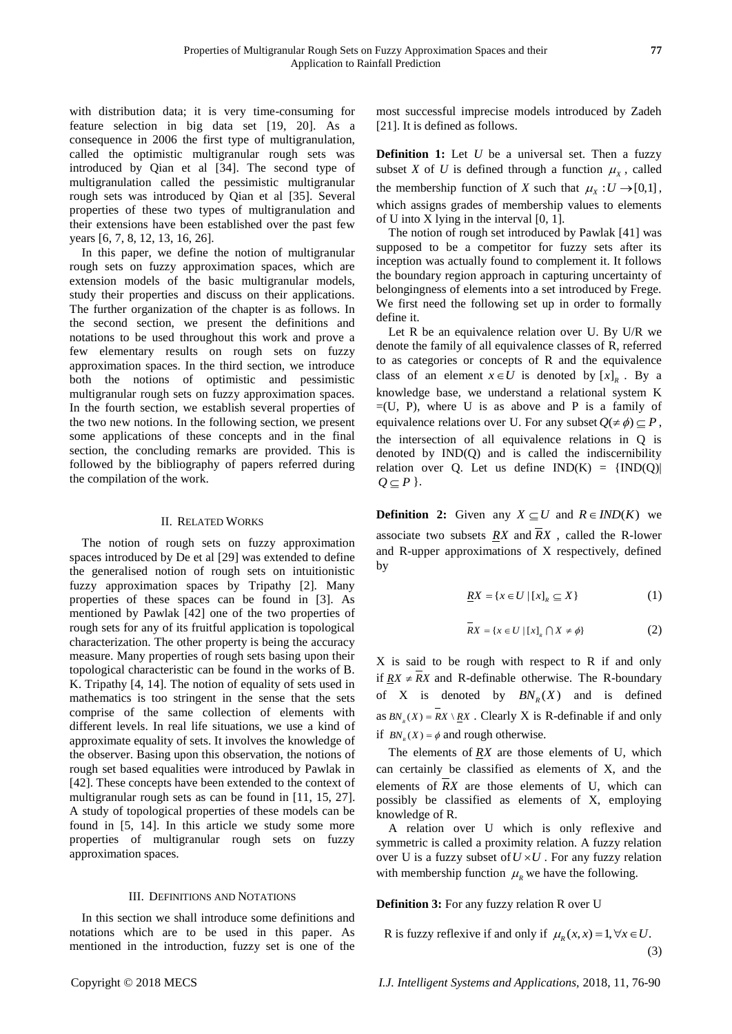with distribution data; it is very time-consuming for feature selection in big data set [19, 20]. As a consequence in 2006 the first type of multigranulation, called the optimistic multigranular rough sets was introduced by Qian et al [34]. The second type of multigranulation called the pessimistic multigranular rough sets was introduced by Qian et al [35]. Several properties of these two types of multigranulation and their extensions have been established over the past few years [6, 7, 8, 12, 13, 16, 26].

In this paper, we define the notion of multigranular rough sets on fuzzy approximation spaces, which are extension models of the basic multigranular models, study their properties and discuss on their applications. The further organization of the chapter is as follows. In the second section, we present the definitions and notations to be used throughout this work and prove a few elementary results on rough sets on fuzzy approximation spaces. In the third section, we introduce both the notions of optimistic and pessimistic multigranular rough sets on fuzzy approximation spaces. In the fourth section, we establish several properties of the two new notions. In the following section, we present some applications of these concepts and in the final section, the concluding remarks are provided. This is followed by the bibliography of papers referred during the compilation of the work.

## II. Related Works

The notion of rough sets on fuzzy approximation spaces introduced by De et al [29] was extended to define the generalised notion of rough sets on intuitionistic fuzzy approximation spaces by Tripathy [2]. Many properties of these spaces can be found in [3]. As mentioned by Pawlak [42] one of the two properties of rough sets for any of its fruitful application is topological characterization. The other property is being the accuracy measure. Many properties of rough sets basing upon their topological characteristic can be found in the works of B. K. Tripathy [4, 14]. The notion of equality of sets used in mathematics is too stringent in the sense that the sets comprise of the same collection of elements with different levels. In real life situations, we use a kind of approximate equality of sets. It involves the knowledge of the observer. Basing upon this observation, the notions of rough set based equalities were introduced by Pawlak in [42]. These concepts have been extended to the context of multigranular rough sets as can be found in [11, 15, 27]. A study of topological properties of these models can be found in [5, 14]. In this article we study some more properties of multigranular rough sets on fuzzy approximation spaces.

## III. Definitions and Notations

In this section we shall introduce some definitions and notations which are to be used in this paper. As mentioned in the introduction, fuzzy set is one of the most successful imprecise models introduced by Zadeh [21]. It is defined as follows.

**Definition 1:** Let $U$ be a universal set. Then a fuzzy subset $X$ of $U$ is defined through a function $\mu_X$, called the membership function of $X$ such that $\mu_X : U \to [0,1]$, which assigns grades of membership values to elements of U into X lying in the interval [0, 1].

The notion of rough set introduced by Pawlak [41] was supposed to be a competitor for fuzzy sets after its inception was actually found to complement it. It follows the boundary region approach in capturing uncertainty of belongingness of elements into a set introduced by Frege. We first need the following set up in order to formally define it.

Let R be an equivalence relation over U. By U/R we denote the family of all equivalence classes of R, referred to as categories or concepts of R and the equivalence class of an element $x \in U$ is denoted by $[x]_R$. By a knowledge base, we understand a relational system K =(U, P), where U is as above and P is a family of equivalence relations over U. For any subset $Q(\neq \phi) \subseteq P$, the intersection of all equivalence relations in Q is denoted by IND(Q) and is called the indiscernibility relation over Q. Let us define IND(K) = {IND(Q)| $Q \subseteq P$ }.

**Definition 2:** Given any $X \subseteq U$ and $R \in IND(K)$ we associate two subsets $\underline{R}X$ and $\overline{R}X$, called the R-lower and R-upper approximations of X respectively, defined by

$$\underline{R}X = \{x \in U \mid [x]_R \subseteq X\} \tag{1}$$

$$\overline{R}X = \{x \in U \mid [x]_R \cap X \neq \phi\} \tag{2}$$

X is said to be rough with respect to R if and only if $\underline{R}X \neq \overline{R}X$ and R-definable otherwise. The R-boundary of X is denoted by $BN_R(X)$ and is defined as $BN_R(X) = \overline{R}X \setminus \underline{R}X$. Clearly X is R-definable if and only if $BN_R(X) = \phi$ and rough otherwise.

The elements of $\underline{R}X$ are those elements of U, which can certainly be classified as elements of X, and the elements of $\overline{R}X$ are those elements of U, which can possibly be classified as elements of X, employing knowledge of R.

A relation over U which is only reflexive and symmetric is called a proximity relation. A fuzzy relation over U is a fuzzy subset of $U \times U$. For any fuzzy relation with membership function $\mu_R$ we have the following.

**Definition 3:** For any fuzzy relation R over U

R is fuzzy reflexive if and only if $\mu_R(x,x) = 1, \forall x \in U.$ (3)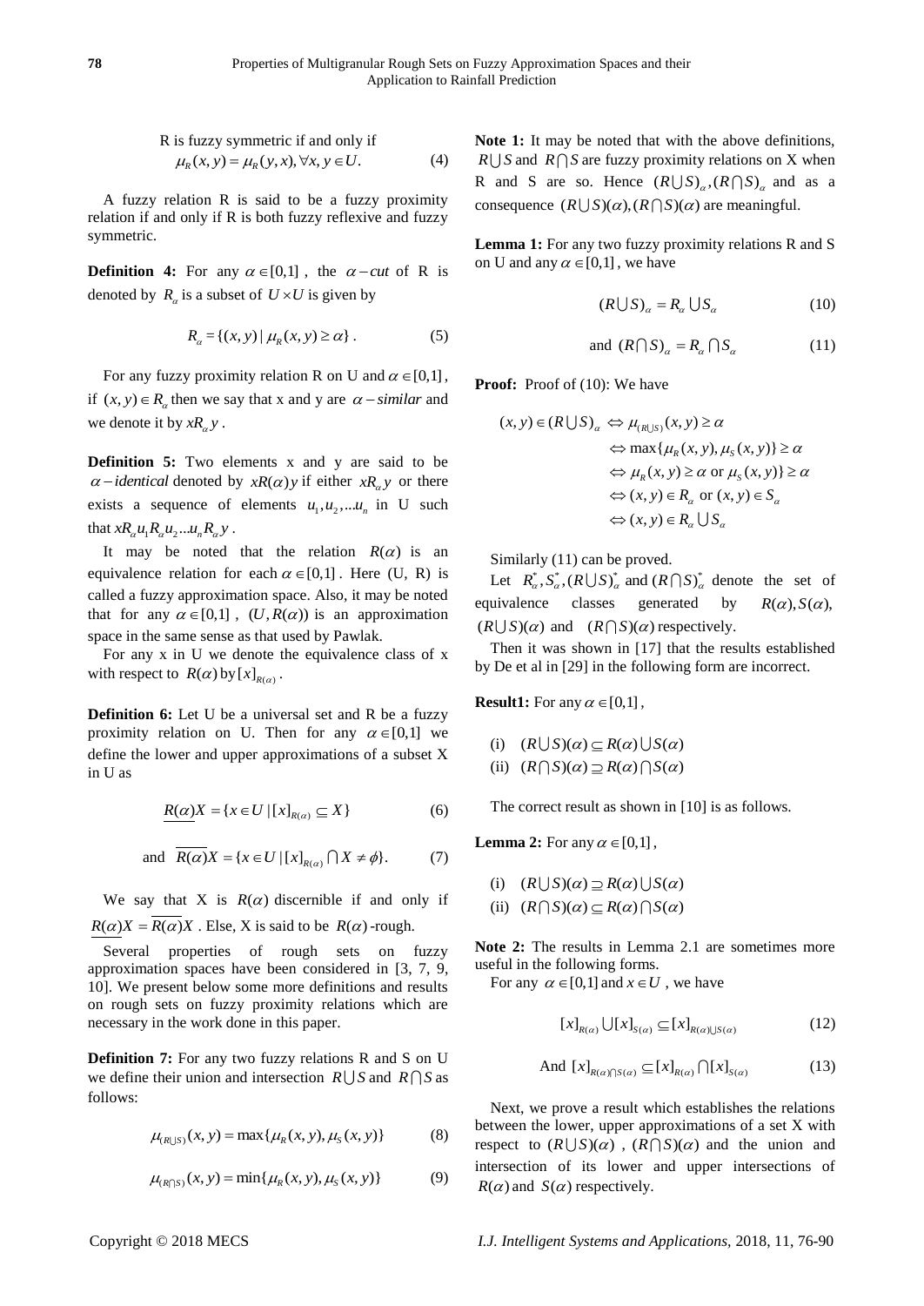R is fuzzy symmetric if and only if

$$\mu_R(x,y) = \mu_R(y,x), \forall x, y \in U. \tag{4}$$

A fuzzy relation R is said to be a fuzzy proximity relation if and only if R is both fuzzy reflexive and fuzzy symmetric.

**Definition 4:** For any $\alpha \in [0,1]$, the $\alpha - cut$ of R is denoted by $R_\alpha$ is a subset of $U \times U$ is given by

$$R_\alpha = \{(x,y) \mid \mu_R(x,y) \ge \alpha\}. \tag{5}$$

For any fuzzy proximity relation R on U and $\alpha \in [0,1]$, if $(x,y) \in R_\alpha$ then we say that x and y are $\alpha - similar$ and we denote it by $xR_\alpha y$.

**Definition 5:** Two elements x and y are said to be $\alpha - identical$ denoted by $xR(\alpha)y$ if either $xR_\alpha y$ or there exists a sequence of elements $u_1, u_2, ...u_n$ in U such that $xR_\alpha u_1 R_\alpha u_2 ... u_n R_\alpha y$.

It may be noted that the relation $R(\alpha)$ is an equivalence relation for each $\alpha \in [0,1]$. Here (U, R) is called a fuzzy approximation space. Also, it may be noted that for any $\alpha \in [0,1]$, $(U, R(\alpha))$ is an approximation space in the same sense as that used by Pawlak.

For any x in U we denote the equivalence class of x with respect to $R(\alpha)$ by $[x]_{R(\alpha)}$.

**Definition 6:** Let U be a universal set and R be a fuzzy proximity relation on U. Then for any $\alpha \in [0,1]$ we define the lower and upper approximations of a subset X in U as

$$\underline{R(\alpha)}X = \{x \in U \mid [x]_{R(\alpha)} \subseteq X\} \tag{6}$$

$$\text{and } \overline{R(\alpha)}X = \{x \in U \mid [x]_{R(\alpha)} \cap X \ne \phi\}. \tag{7}$$

We say that X is $R(\alpha)$ discernible if and only if $\underline{R(\alpha)}X = \overline{R(\alpha)}X$. Else, X is said to be $R(\alpha)$-rough.

Several properties of rough sets on fuzzy approximation spaces have been considered in [3, 7, 9, 10]. We present below some more definitions and results on rough sets on fuzzy proximity relations which are necessary in the work done in this paper.

**Definition 7:** For any two fuzzy relations R and S on U we define their union and intersection $R \cup S$ and $R \cap S$ as follows:

$$\mu_{(R \cup S)}(x,y) = \max\{\mu_R(x,y), \mu_S(x,y)\} \tag{8}$$

$$\mu_{(R \cap S)}(x,y) = \min\{\mu_R(x,y), \mu_S(x,y)\} \tag{9}$$

**Note 1:** It may be noted that with the above definitions, $R \cup S$ and $R \cap S$ are fuzzy proximity relations on X when R and S are so. Hence $(R \cup S)_\alpha, (R \cap S)_\alpha$ and as a consequence $(R \cup S)(\alpha), (R \cap S)(\alpha)$ are meaningful.

**Lemma 1:** For any two fuzzy proximity relations R and S on U and any $\alpha \in [0,1]$, we have

$$(R \cup S)_\alpha = R_\alpha \cup S_\alpha \tag{10}$$

$$\text{and } (R \cap S)_\alpha = R_\alpha \cap S_\alpha \tag{11}$$

**Proof:** Proof of (10): We have

$$\begin{aligned}
(x,y) \in (R \cup S)_\alpha &\Leftrightarrow \mu_{(R \cup S)}(x,y) \ge \alpha \\
&\Leftrightarrow \max\{\mu_R(x,y), \mu_S(x,y)\} \ge \alpha \\
&\Leftrightarrow \mu_R(x,y) \ge \alpha \text{ or } \mu_S(x,y)\} \ge \alpha \\
&\Leftrightarrow (x,y) \in R_\alpha \text{ or } (x,y) \in S_\alpha \\
&\Leftrightarrow (x,y) \in R_\alpha \cup S_\alpha
\end{aligned}$$

Similarly (11) can be proved.

Let $R_\alpha^*, S_\alpha^*, (R \cup S)_\alpha^*$ and $(R \cap S)_\alpha^*$ denote the set of equivalence classes generated by $R(\alpha), S(\alpha)$, $(R \cup S)(\alpha)$ and $(R \cap S)(\alpha)$ respectively.

Then it was shown in [17] that the results established by De et al in [29] in the following form are incorrect.

**Result1:** For any $\alpha \in [0,1]$,

(i) $(R \cup S)(\alpha) \subseteq R(\alpha) \cup S(\alpha)$
(ii) $(R \cap S)(\alpha) \supseteq R(\alpha) \cap S(\alpha)$

The correct result as shown in [10] is as follows.

**Lemma 2:** For any $\alpha \in [0,1]$,

(i) $(R \cup S)(\alpha) \supseteq R(\alpha) \cup S(\alpha)$
(ii) $(R \cap S)(\alpha) \subseteq R(\alpha) \cap S(\alpha)$

**Note 2:** The results in Lemma 2.1 are sometimes more useful in the following forms.

For any $\alpha \in [0,1]$ and $x \in U$, we have

$$[x]_{R(\alpha)} \cup [x]_{S(\alpha)} \subseteq [x]_{R(\alpha) \cup S(\alpha)} \tag{12}$$

$$\text{And } [x]_{R(\alpha) \cap S(\alpha)} \subseteq [x]_{R(\alpha)} \cap [x]_{S(\alpha)} \tag{13}$$

Next, we prove a result which establishes the relations between the lower, upper approximations of a set X with respect to $(R \cup S)(\alpha)$, $(R \cap S)(\alpha)$ and the union and intersection of its lower and upper intersections of $R(\alpha)$ and $S(\alpha)$ respectively.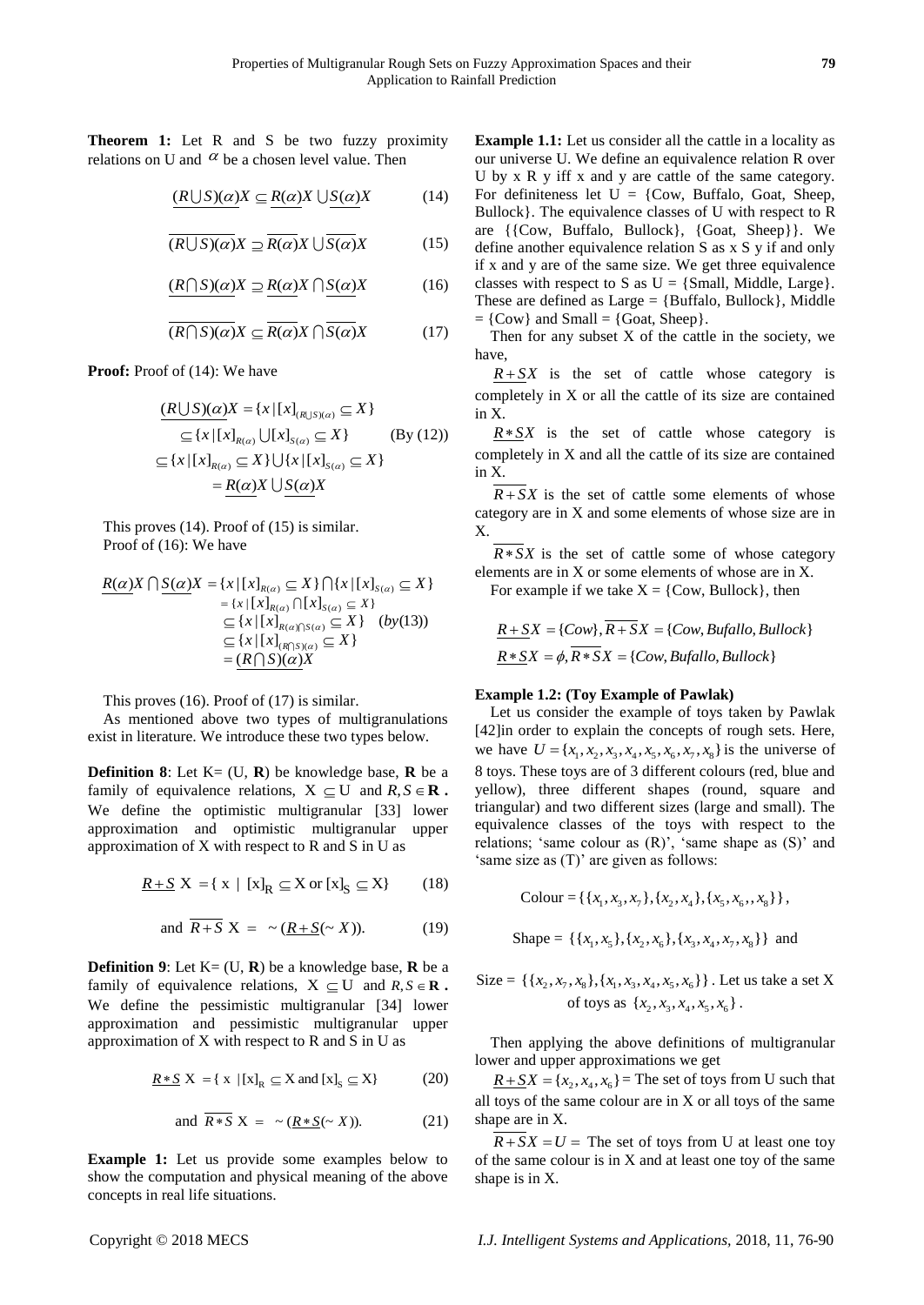**Theorem 1:** Let R and S be two fuzzy proximity relations on U and $\alpha$ be a chosen level value. Then

$$\underline{(R\bigcup S)(\alpha)}X \subseteq \underline{R(\alpha)}X \bigcup \underline{S(\alpha)}X \tag{14}$$

$$\overline{(R\bigcup S)(\alpha)}X \supseteq \overline{R(\alpha)}X \bigcup \overline{S(\alpha)}X \tag{15}$$

$$\underline{(R\bigcap S)(\alpha)}X \supseteq \underline{R(\alpha)}X \bigcap \underline{S(\alpha)}X \tag{16}$$

$$\overline{(R\bigcap S)(\alpha)}X \subseteq \overline{R(\alpha)}X \bigcap \overline{S(\alpha)}X \tag{17}$$

**Proof:** Proof of (14): We have

$$\begin{aligned}\underline{(R\bigcup S)(\alpha)}X &= \{x \mid [x]_{(R\bigcup S)(\alpha)} \subseteq X\} \\ &\subseteq \{x \mid [x]_{R(\alpha)} \bigcup [x]_{S(\alpha)} \subseteq X\} \quad \text{(By (12))} \\ &\subseteq \{x \mid [x]_{R(\alpha)} \subseteq X\} \bigcup \{x \mid [x]_{S(\alpha)} \subseteq X\} \\ &= \underline{R(\alpha)}X \bigcup \underline{S(\alpha)}X\end{aligned}$$

This proves (14). Proof of (15) is similar.
Proof of (16): We have

$$\begin{aligned}\underline{R(\alpha)}X \bigcap \underline{S(\alpha)}X &= \{x \mid [x]_{R(\alpha)} \subseteq X\} \bigcap \{x \mid [x]_{S(\alpha)} \subseteq X\} \\ &= \{x \mid [x]_{R(\alpha)} \bigcap [x]_{S(\alpha)} \subseteq X\} \\ &\subseteq \{x \mid [x]_{R(\alpha)\bigcap S(\alpha)} \subseteq X\} \quad (by (13)) \\ &\subseteq \{x \mid [x]_{(R\bigcap S)(\alpha)} \subseteq X\} \\ &= \underline{(R\bigcap S)(\alpha)}X\end{aligned}$$

This proves (16). Proof of (17) is similar.

As mentioned above two types of multigranulations exist in literature. We introduce these two types below.

**Definition 8**: Let K= (U, **R**) be knowledge base, **R** be a family of equivalence relations, $X \subseteq U$ and $R, S \in \mathbf{R}$. We define the optimistic multigranular [33] lower approximation and optimistic multigranular upper approximation of X with respect to R and S in U as

$$\underline{R+S}\ X = \{x \mid [x]_R \subseteq X \text{ or } [x]_S \subseteq X\} \tag{18}$$

$$\text{and } \overline{R+S}\ X = \ \sim (\underline{R+S}(\sim X)). \tag{19}$$

**Definition 9**: Let K= (U, **R**) be a knowledge base, **R** be a family of equivalence relations, $X \subseteq U$ and $R, S \in \mathbf{R}$. We define the pessimistic multigranular [34] lower approximation and pessimistic multigranular upper approximation of X with respect to R and S in U as

$$\underline{R*S}\ X = \{x \mid [x]_R \subseteq X \text{ and } [x]_S \subseteq X\} \tag{20}$$

$$\text{and } \overline{R*S}\ X = \ \sim (\underline{R*S}(\sim X)). \tag{21}$$

**Example 1:** Let us provide some examples below to show the computation and physical meaning of the above concepts in real life situations.

**Example 1.1:** Let us consider all the cattle in a locality as our universe U. We define an equivalence relation R over U by x R y iff x and y are cattle of the same category. For definiteness let U = {Cow, Buffalo, Goat, Sheep, Bullock}. The equivalence classes of U with respect to R are {{Cow, Buffalo, Bullock}, {Goat, Sheep}}. We define another equivalence relation S as x S y if and only if x and y are of the same size. We get three equivalence classes with respect to S as U = {Small, Middle, Large}. These are defined as Large = {Buffalo, Bullock}, Middle = {Cow} and Small = {Goat, Sheep}.

Then for any subset X of the cattle in the society, we have,

$\underline{R+S}X$ is the set of cattle whose category is completely in X or all the cattle of its size are contained in X.

$\underline{R*S}X$ is the set of cattle whose category is completely in X and all the cattle of its size are contained in X.

$\overline{R+S}X$ is the set of cattle some elements of whose category are in X and some elements of whose size are in X.

$\overline{R*S}X$ is the set of cattle some of whose category elements are in X or some elements of whose are in X.

For example if we take X = {Cow, Bullock}, then

$$\underline{R+S}X = \{Cow\}, \overline{R+S}X = \{Cow, Bufallo, Bullock\}$$

$$\underline{R*S}X = \phi, \overline{R*S}X = \{Cow, Bufallo, Bullock\}$$

**Example 1.2: (Toy Example of Pawlak)**

Let us consider the example of toys taken by Pawlak [42]in order to explain the concepts of rough sets. Here, we have $U = \{x_1, x_2, x_3, x_4, x_5, x_6, x_7, x_8\}$ is the universe of 8 toys. These toys are of 3 different colours (red, blue and yellow), three different shapes (round, square and triangular) and two different sizes (large and small). The equivalence classes of the toys with respect to the relations; 'same colour as (R)', 'same shape as (S)' and 'same size as (T)' are given as follows:

Colour = $\{\{x_1, x_3, x_7\}, \{x_2, x_4\}, \{x_5, x_6, x_8\}\}$,

Shape = $\{\{x_1, x_5\}, \{x_2, x_6\}, \{x_3, x_4, x_7, x_8\}\}$ and

Size = $\{\{x_2, x_7, x_8\}, \{x_1, x_3, x_4, x_5, x_6\}\}$. Let us take a set X of toys as $\{x_2, x_3, x_4, x_5, x_6\}$.

Then applying the above definitions of multigranular lower and upper approximations we get

$\underline{R+S}X = \{x_2, x_4, x_6\}$ = The set of toys from U such that all toys of the same colour are in X or all toys of the same shape are in X.

$\overline{R+S}X = U$ = The set of toys from U at least one toy of the same colour is in X and at least one toy of the same shape is in X.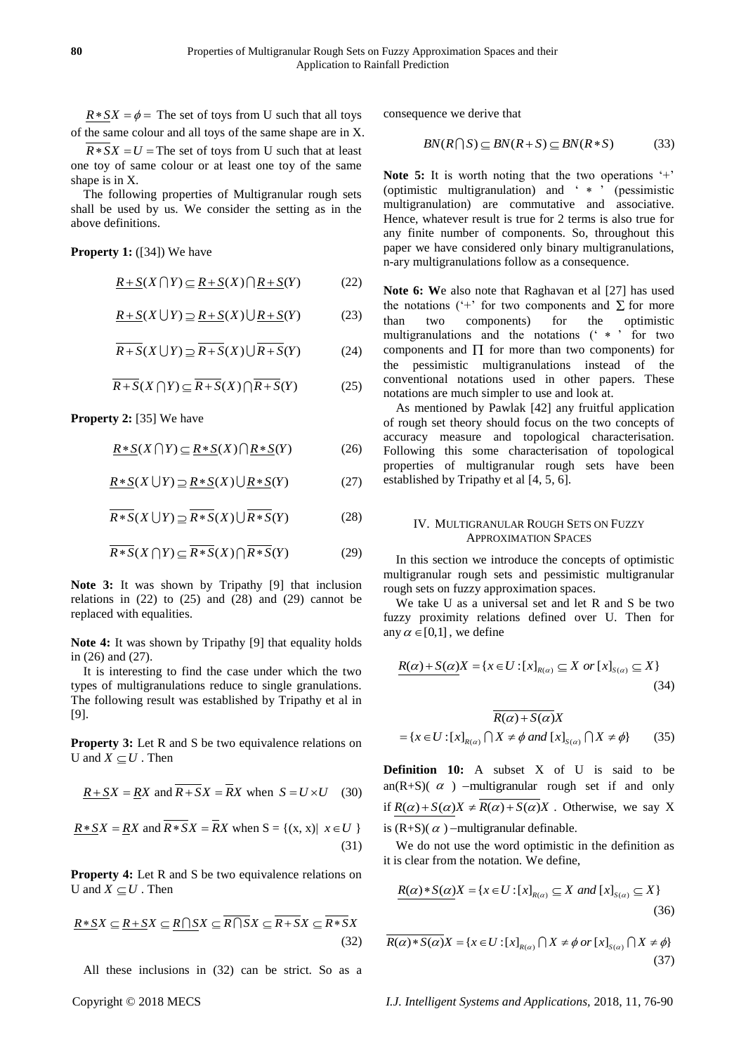$\underline{R * S}X = \phi =$ The set of toys from U such that all toys of the same colour and all toys of the same shape are in X.

$\overline{R * S}X = U =$ The set of toys from U such that at least one toy of same colour or at least one toy of the same shape is in X.

The following properties of Multigranular rough sets shall be used by us. We consider the setting as in the above definitions.

**Property 1:** ([34]) We have

$$\underline{R+S}(X \cap Y) \subseteq \underline{R+S}(X) \cap \underline{R+S}(Y) \tag{22}$$

$$\underline{R+S}(X \cup Y) \supseteq \underline{R+S}(X) \cup \underline{R+S}(Y) \tag{23}$$

$$\overline{R+S}(X \cup Y) \supseteq \overline{R+S}(X) \cup \overline{R+S}(Y) \tag{24}$$

$$\overline{R+S}(X \cap Y) \subseteq \overline{R+S}(X) \cap \overline{R+S}(Y) \tag{25}$$

**Property 2:** [35] We have

$$\underline{R*S}(X \cap Y) \subseteq \underline{R*S}(X) \cap \underline{R*S}(Y) \tag{26}$$

$$\underline{R*S}(X \cup Y) \supseteq \underline{R*S}(X) \cup \underline{R*S}(Y) \tag{27}$$

$$\overline{R*S}(X \cup Y) \supseteq \overline{R*S}(X) \cup \overline{R*S}(Y) \tag{28}$$

$$\overline{R*S}(X \cap Y) \subseteq \overline{R*S}(X) \cap \overline{R*S}(Y) \tag{29}$$

**Note 3:** It was shown by Tripathy [9] that inclusion relations in (22) to (25) and (28) and (29) cannot be replaced with equalities.

**Note 4:** It was shown by Tripathy [9] that equality holds in (26) and (27).

It is interesting to find the case under which the two types of multigranulations reduce to single granulations. The following result was established by Tripathy et al in [9].

**Property 3:** Let R and S be two equivalence relations on U and $X \subseteq U$. Then

$$\underline{R+S}X = \underline{R}X \text{ and } \overline{R+S}X = \overline{R}X \text{ when } S = U \times U \tag{30}$$

$$\underline{R*S}X = \underline{R}X \text{ and } \overline{R*S}X = \overline{R}X \text{ when } S = \{(x, x) |\ x \in U\} \tag{31}$$

**Property 4:** Let R and S be two equivalence relations on U and $X \subseteq U$. Then

$$\underline{R*S}X \subseteq \underline{R+S}X \subseteq \underline{R \cap S}X \subseteq \overline{R \cap S}X \subseteq \overline{R+S}X \subseteq \overline{R*S}X \tag{32}$$

All these inclusions in (32) can be strict. So as a consequence we derive that

$$BN(R \cap S) \subseteq BN(R+S) \subseteq BN(R*S) \tag{33}$$

**Note 5:** It is worth noting that the two operations '+' (optimistic multigranulation) and ' ∗ ' (pessimistic multigranulation) are commutative and associative. Hence, whatever result is true for 2 terms is also true for any finite number of components. So, throughout this paper we have considered only binary multigranulations, n-ary multigranulations follow as a consequence.

**Note 6:** We also note that Raghavan et al [27] has used the notations ('+' for two components and $\sum$ for more than two components) for the optimistic multigranulations and the notations (' ∗ ' for two components and $\prod$ for more than two components) for the pessimistic multigranulations instead of the conventional notations used in other papers. These notations are much simpler to use and look at.

As mentioned by Pawlak [42] any fruitful application of rough set theory should focus on the two concepts of accuracy measure and topological characterisation. Following this some characterisation of topological properties of multigranular rough sets have been established by Tripathy et al [4, 5, 6].

## IV. Multigranular Rough Sets on Fuzzy Approximation Spaces

In this section we introduce the concepts of optimistic multigranular rough sets and pessimistic multigranular rough sets on fuzzy approximation spaces.

We take U as a universal set and let R and S be two fuzzy proximity relations defined over U. Then for any $\alpha \in [0,1]$, we define

$$\underline{R(\alpha)+S(\alpha)}X = \{x \in U : [x]_{R(\alpha)} \subseteq X \text{ or } [x]_{S(\alpha)} \subseteq X\} \tag{34}$$

$$\overline{R(\alpha)+S(\alpha)}X = \{x \in U : [x]_{R(\alpha)} \cap X \neq \phi \text{ and } [x]_{S(\alpha)} \cap X \neq \phi\} \tag{35}$$

**Definition 10:** A subset X of U is said to be an(R+S)( $\alpha$ ) –multigranular rough set if and only if $\underline{R(\alpha)+S(\alpha)}X \neq \overline{R(\alpha)+S(\alpha)}X$. Otherwise, we say X is (R+S)( $\alpha$ ) –multigranular definable.

We do not use the word optimistic in the definition as it is clear from the notation. We define,

$$\underline{R(\alpha)*S(\alpha)}X = \{x \in U : [x]_{R(\alpha)} \subseteq X \text{ and } [x]_{S(\alpha)} \subseteq X\} \tag{36}$$

$$\overline{R(\alpha)*S(\alpha)}X = \{x \in U : [x]_{R(\alpha)} \cap X \neq \phi \text{ or } [x]_{S(\alpha)} \cap X \neq \phi\} \tag{37}$$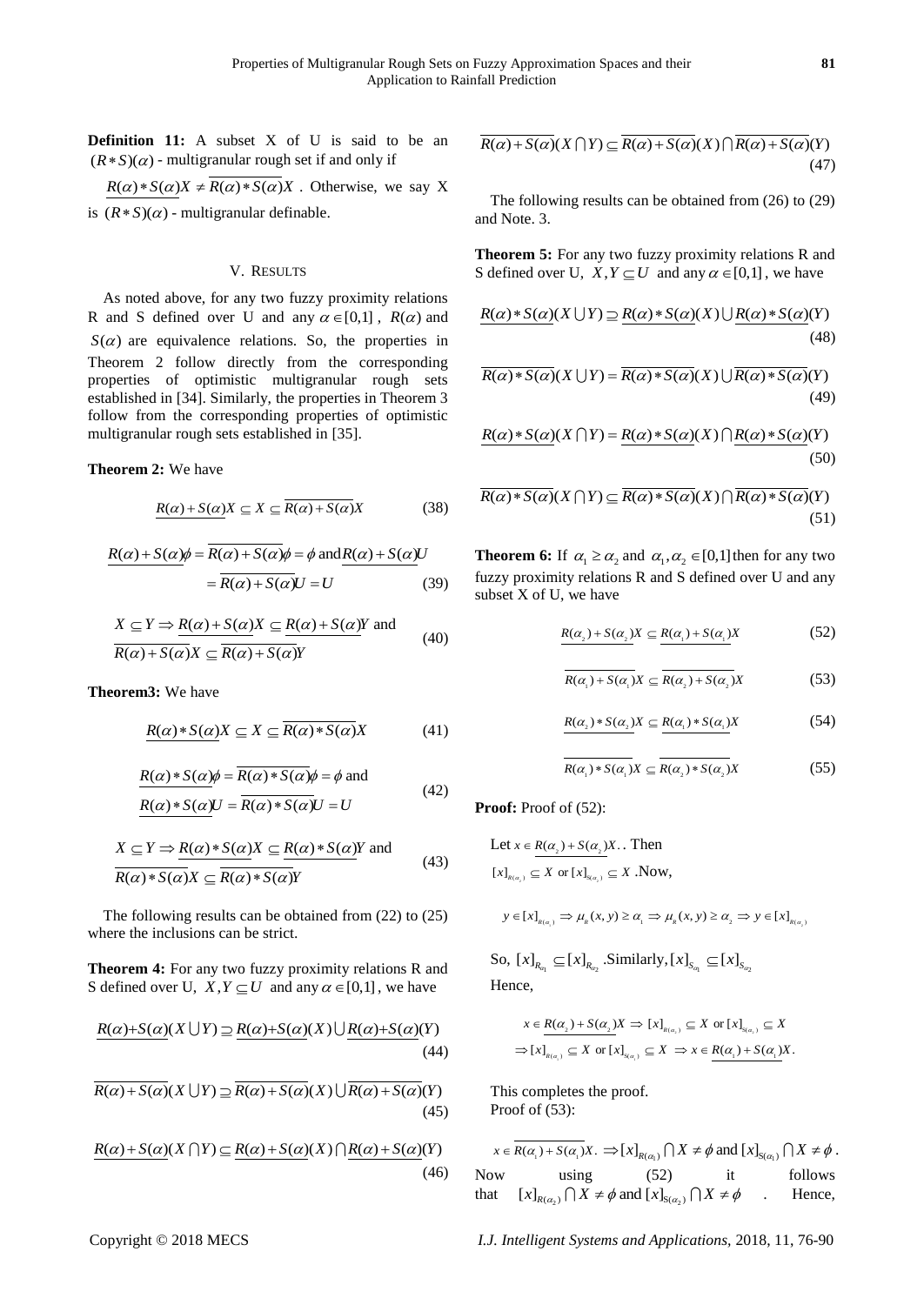**Definition 11:** A subset X of U is said to be an $(R*S)(\alpha)$ - multigranular rough set if and only if $\underline{R(\alpha)*S(\alpha)}X \neq \overline{R(\alpha)*S(\alpha)}X$ . Otherwise, we say X is $(R*S)(\alpha)$ - multigranular definable.

## V. RESULTS

As noted above, for any two fuzzy proximity relations R and S defined over U and any $\alpha \in [0,1]$ , $R(\alpha)$ and $S(\alpha)$ are equivalence relations. So, the properties in Theorem 2 follow directly from the corresponding properties of optimistic multigranular rough sets established in [34]. Similarly, the properties in Theorem 3 follow from the corresponding properties of optimistic multigranular rough sets established in [35].

**Theorem 2:** We have

$$\underline{R(\alpha)+S(\alpha)}X \subseteq X \subseteq \overline{R(\alpha)+S(\alpha)}X \tag{38}$$

$$\underline{R(\alpha)+S(\alpha)}\phi = \overline{R(\alpha)+S(\alpha)}\phi = \phi \text{ and } \underline{R(\alpha)+S(\alpha)}U = \overline{R(\alpha)+S(\alpha)}U = U \tag{39}$$

$$X \subseteq Y \Rightarrow \underline{R(\alpha)+S(\alpha)}X \subseteq \underline{R(\alpha)+S(\alpha)}Y \text{ and } \overline{R(\alpha)+S(\alpha)}X \subseteq \overline{R(\alpha)+S(\alpha)}Y \tag{40}$$

**Theorem3:** We have

$$\underline{R(\alpha)*S(\alpha)}X \subseteq X \subseteq \overline{R(\alpha)*S(\alpha)}X \tag{41}$$

$$\underline{R(\alpha)*S(\alpha)}\phi = \overline{R(\alpha)*S(\alpha)}\phi = \phi \text{ and } \underline{R(\alpha)*S(\alpha)}U = \overline{R(\alpha)*S(\alpha)}U = U \tag{42}$$

$$X \subseteq Y \Rightarrow \underline{R(\alpha)*S(\alpha)}X \subseteq \underline{R(\alpha)*S(\alpha)}Y \text{ and } \overline{R(\alpha)*S(\alpha)}X \subseteq \overline{R(\alpha)*S(\alpha)}Y \tag{43}$$

The following results can be obtained from (22) to (25) where the inclusions can be strict.

**Theorem 4:** For any two fuzzy proximity relations R and S defined over U, $X,Y \subseteq U$ and any $\alpha \in [0,1]$ , we have

$$\underline{R(\alpha)+S(\alpha)}(X \bigcup Y) \supseteq \underline{R(\alpha)+S(\alpha)}(X) \bigcup \underline{R(\alpha)+S(\alpha)}(Y) \tag{44}$$

$$\overline{R(\alpha)+S(\alpha)}(X \bigcup Y) \supseteq \overline{R(\alpha)+S(\alpha)}(X) \bigcup \overline{R(\alpha)+S(\alpha)}(Y) \tag{45}$$

$$\underline{R(\alpha)+S(\alpha)}(X \bigcap Y) \subseteq \underline{R(\alpha)+S(\alpha)}(X) \bigcap \underline{R(\alpha)+S(\alpha)}(Y) \tag{46}$$

$$\overline{R(\alpha)+S(\alpha)}(X \bigcap Y) \subseteq \overline{R(\alpha)+S(\alpha)}(X) \bigcap \overline{R(\alpha)+S(\alpha)}(Y) \tag{47}$$

The following results can be obtained from (26) to (29) and Note. 3.

**Theorem 5:** For any two fuzzy proximity relations R and S defined over U, $X,Y \subseteq U$ and any $\alpha \in [0,1]$ , we have

$$\underline{R(\alpha)*S(\alpha)}(X \bigcup Y) \supseteq \underline{R(\alpha)*S(\alpha)}(X) \bigcup \underline{R(\alpha)*S(\alpha)}(Y) \tag{48}$$

$$\overline{R(\alpha)*S(\alpha)}(X \bigcup Y) = \overline{R(\alpha)*S(\alpha)}(X) \bigcup \overline{R(\alpha)*S(\alpha)}(Y) \tag{49}$$

$$\underline{R(\alpha)*S(\alpha)}(X \bigcap Y) = \underline{R(\alpha)*S(\alpha)}(X) \bigcap \underline{R(\alpha)*S(\alpha)}(Y) \tag{50}$$

$$\overline{R(\alpha)*S(\alpha)}(X \bigcap Y) \subseteq \overline{R(\alpha)*S(\alpha)}(X) \bigcap \overline{R(\alpha)*S(\alpha)}(Y) \tag{51}$$

**Theorem 6:** If $\alpha_1 \geq \alpha_2$ and $\alpha_1, \alpha_2 \in [0,1]$ then for any two fuzzy proximity relations R and S defined over U and any subset X of U, we have

$$\underline{R(\alpha_2)+S(\alpha_2)}X \subseteq \underline{R(\alpha_1)+S(\alpha_1)}X \tag{52}$$

$$\overline{R(\alpha_1)+S(\alpha_1)}X \subseteq \overline{R(\alpha_2)+S(\alpha_2)}X \tag{53}$$

$$\underline{R(\alpha_2)*S(\alpha_2)}X \subseteq \underline{R(\alpha_1)*S(\alpha_1)}X \tag{54}$$

$$\overline{R(\alpha_1)*S(\alpha_1)}X \subseteq \overline{R(\alpha_2)*S(\alpha_2)}X \tag{55}$$

**Proof:** Proof of (52):

Let $x \in \underline{R(\alpha_2)+S(\alpha_2)}X$. . Then $[x]_{R(\alpha_2)} \subseteq X$ or $[x]_{S(\alpha_2)} \subseteq X$ .Now,

$$y \in [x]_{R(\alpha_1)} \Rightarrow \mu_R(x,y) \geq \alpha_1 \Rightarrow \mu_R(x,y) \geq \alpha_2 \Rightarrow y \in [x]_{R(\alpha_2)}$$

So, $[x]_{R_{\alpha_1}} \subseteq [x]_{R_{\alpha_2}}$ .Similarly, $[x]_{S_{\alpha_1}} \subseteq [x]_{S_{\alpha_2}}$

Hence,

$$x \in \underline{R(\alpha_2)+S(\alpha_2)}X \Rightarrow [x]_{R(\alpha_2)} \subseteq X \text{ or } [x]_{S(\alpha_2)} \subseteq X$$
$$\Rightarrow [x]_{R(\alpha_1)} \subseteq X \text{ or } [x]_{S(\alpha_1)} \subseteq X \Rightarrow x \in \underline{R(\alpha_1)+S(\alpha_1)}X.$$

This completes the proof.

Proof of (53):

$x \in \overline{R(\alpha_1)+S(\alpha_1)}X. \Rightarrow [x]_{R(\alpha_1)} \bigcap X \neq \phi$ and $[x]_{S(\alpha_1)} \bigcap X \neq \phi$ . Now using (52) it follows that $[x]_{R(\alpha_2)} \bigcap X \neq \phi$ and $[x]_{S(\alpha_2)} \bigcap X \neq \phi$ . Hence,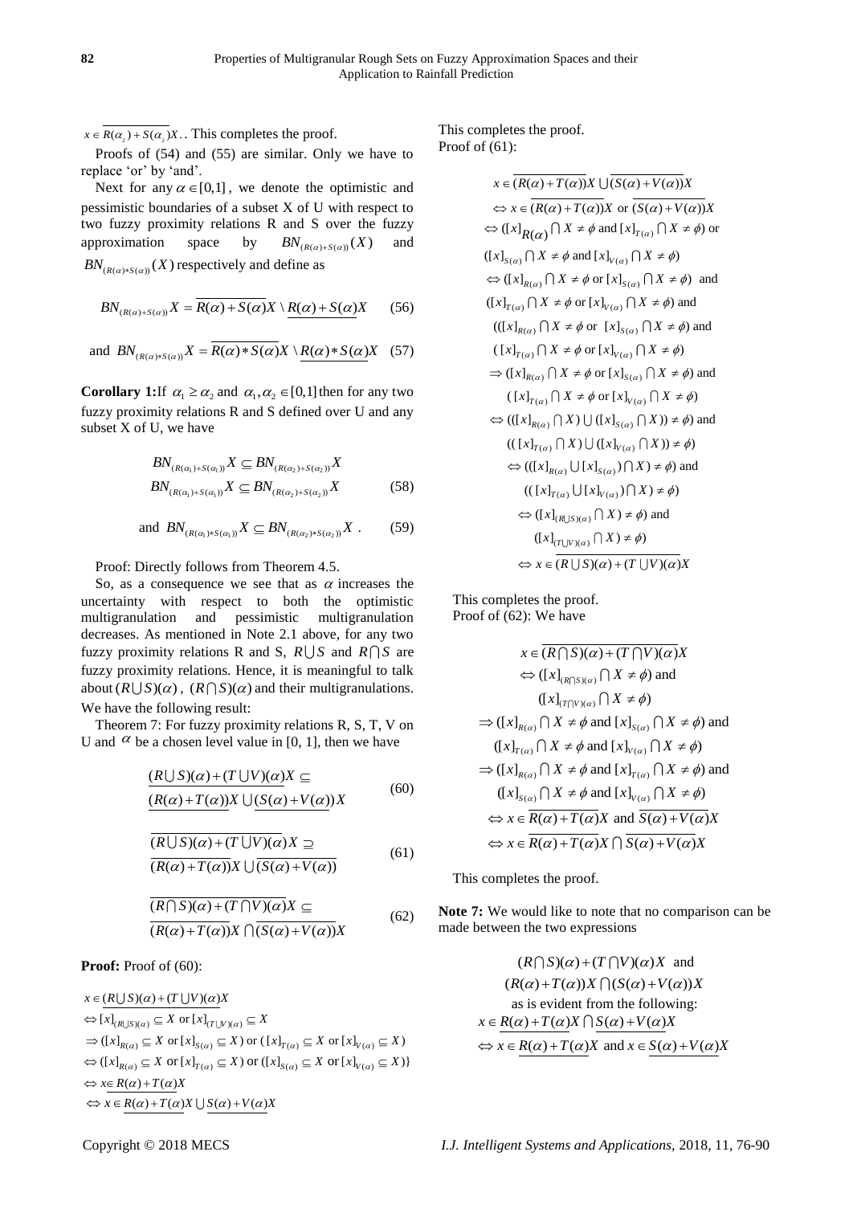$x \in \overline{R(\alpha_2) + S(\alpha_2)}X$. This completes the proof.

Proofs of (54) and (55) are similar. Only we have to replace 'or' by 'and'.

Next for any $\alpha \in [0,1]$, we denote the optimistic and pessimistic boundaries of a subset X of U with respect to two fuzzy proximity relations R and S over the fuzzy approximation space by $BN_{(R(\alpha)+S(\alpha))}(X)$ and $BN_{(R(\alpha)*S(\alpha))}(X)$ respectively and define as

$$BN_{(R(\alpha)+S(\alpha))}X = \overline{R(\alpha)+S(\alpha)}X \setminus \underline{R(\alpha)+S(\alpha)}X \quad (56)$$

$$\text{and } BN_{(R(\alpha)*S(\alpha))}X = \overline{R(\alpha)*S(\alpha)}X \setminus \underline{R(\alpha)*S(\alpha)}X \quad (57)$$

**Corollary 1:** If $\alpha_1 \geq \alpha_2$ and $\alpha_1, \alpha_2 \in [0,1]$ then for any two fuzzy proximity relations R and S defined over U and any subset X of U, we have

$$BN_{(R(\alpha_1)+S(\alpha_1))}X \subseteq BN_{(R(\alpha_2)+S(\alpha_2))}X$$
$$BN_{(R(\alpha_1)+S(\alpha_1))}X \subseteq BN_{(R(\alpha_2)+S(\alpha_2))}X \quad (58)$$

$$\text{and } BN_{(R(\alpha_1)*S(\alpha_1))}X \subseteq BN_{(R(\alpha_2)*S(\alpha_2))}X . \quad (59)$$

Proof: Directly follows from Theorem 4.5.

So, as a consequence we see that as $\alpha$ increases the uncertainty with respect to both the optimistic multigranulation and pessimistic multigranulation decreases. As mentioned in Note 2.1 above, for any two fuzzy proximity relations R and S, $R \bigcup S$ and $R \bigcap S$ are fuzzy proximity relations. Hence, it is meaningful to talk about $(R \bigcup S)(\alpha)$, $(R \bigcap S)(\alpha)$ and their multigranulations. We have the following result:

Theorem 7: For fuzzy proximity relations R, S, T, V on U and $\alpha$ be a chosen level value in [0, 1], then we have

$$\underline{(R \bigcup S)(\alpha)+(T \bigcup V)(\alpha)}X \subseteq \underline{(R(\alpha)+T(\alpha))}X \bigcup \underline{(S(\alpha)+V(\alpha))}X \quad (60)$$

$$\overline{(R \bigcup S)(\alpha)+(T \bigcup V)(\alpha)}X \supseteq \overline{(R(\alpha)+T(\alpha))}X \bigcup \overline{(S(\alpha)+V(\alpha))} \quad (61)$$

$$\overline{(R \bigcap S)(\alpha)+(T \bigcap V)(\alpha)}X \subseteq \overline{(R(\alpha)+T(\alpha))}X \bigcap \overline{(S(\alpha)+V(\alpha))}X \quad (62)$$

**Proof:** Proof of (60):

$$
\begin{aligned}
& x \in \underline{(R \bigcup S)(\alpha)+(T \bigcup V)(\alpha)}X \\
& \Leftrightarrow [x]_{(R \bigcup S)(\alpha)} \subseteq X \text{ or } [x]_{(T \bigcup V)(\alpha)} \subseteq X \\
& \Rightarrow ([x]_{R(\alpha)} \subseteq X \text{ or } [x]_{S(\alpha)} \subseteq X) \text{ or } ([x]_{T(\alpha)} \subseteq X \text{ or } [x]_{V(\alpha)} \subseteq X) \\
& \Leftrightarrow ([x]_{R(\alpha)} \subseteq X \text{ or } [x]_{T(\alpha)} \subseteq X) \text{ or } ([x]_{S(\alpha)} \subseteq X \text{ or } [x]_{V(\alpha)} \subseteq X)\} \\
& \Leftrightarrow x \in \underline{R(\alpha)+T(\alpha)}X \\
& \Leftrightarrow x \in \underline{R(\alpha)+T(\alpha)}X \bigcup \underline{S(\alpha)+V(\alpha)}X
\end{aligned}
$$

This completes the proof.

Proof of (61):

$$
\begin{aligned}
& x \in \overline{(R(\alpha)+T(\alpha))}X \bigcup \overline{(S(\alpha)+V(\alpha))}X \\
& \Leftrightarrow x \in \overline{(R(\alpha)+T(\alpha))}X \text{ or } \overline{(S(\alpha)+V(\alpha))}X \\
& \Leftrightarrow ([x]_{R(\alpha)} \bigcap X \neq \phi \text{ and } [x]_{T(\alpha)} \bigcap X \neq \phi) \text{ or} \\
& ([x]_{S(\alpha)} \bigcap X \neq \phi \text{ and } [x]_{V(\alpha)} \bigcap X \neq \phi) \\
& \Leftrightarrow ([x]_{R(\alpha)} \bigcap X \neq \phi \text{ or } [x]_{S(\alpha)} \bigcap X \neq \phi) \text{ and} \\
& ([x]_{T(\alpha)} \bigcap X \neq \phi \text{ or } [x]_{V(\alpha)} \bigcap X \neq \phi) \text{ and} \\
& (([x]_{R(\alpha)} \bigcap X \neq \phi \text{ or } [x]_{S(\alpha)} \bigcap X \neq \phi) \text{ and} \\
& ([x]_{T(\alpha)} \bigcap X \neq \phi \text{ or } [x]_{V(\alpha)} \bigcap X \neq \phi) \\
& \Rightarrow ([x]_{R(\alpha)} \bigcap X \neq \phi \text{ or } [x]_{S(\alpha)} \bigcap X \neq \phi) \text{ and} \\
& ([x]_{T(\alpha)} \bigcap X \neq \phi \text{ or } [x]_{V(\alpha)} \bigcap X \neq \phi) \\
& \Leftrightarrow (([x]_{R(\alpha)} \bigcap X) \bigcup ([x]_{S(\alpha)} \bigcap X)) \neq \phi) \text{ and} \\
& (([x]_{T(\alpha)} \bigcap X) \bigcup ([x]_{V(\alpha)} \bigcap X)) \neq \phi) \\
& \Leftrightarrow (([x]_{R(\alpha)} \bigcup [x]_{S(\alpha)}) \bigcap X) \neq \phi) \text{ and} \\
& (([x]_{T(\alpha)} \bigcup [x]_{V(\alpha)}) \bigcap X) \neq \phi) \\
& \Leftrightarrow ([x]_{(R \bigcup S)(\alpha)} \bigcap X) \neq \phi) \text{ and} \\
& ([x]_{(T \bigcup V)(\alpha)} \bigcap X) \neq \phi) \\
& \Leftrightarrow x \in \overline{(R \bigcup S)(\alpha)+(T \bigcup V)(\alpha)}X
\end{aligned}
$$

This completes the proof.

Proof of (62): We have

$$
\begin{aligned}
& x \in \overline{(R \bigcap S)(\alpha)+(T \bigcap V)(\alpha)}X \\
& \Leftrightarrow ([x]_{(R \bigcap S)(\alpha)} \bigcap X \neq \phi) \text{ and} \\
& ([x]_{(T \bigcap V)(\alpha)} \bigcap X \neq \phi) \\
& \Rightarrow ([x]_{R(\alpha)} \bigcap X \neq \phi \text{ and } [x]_{S(\alpha)} \bigcap X \neq \phi) \text{ and} \\
& ([x]_{T(\alpha)} \bigcap X \neq \phi \text{ and } [x]_{V(\alpha)} \bigcap X \neq \phi) \\
& \Rightarrow ([x]_{R(\alpha)} \bigcap X \neq \phi \text{ and } [x]_{T(\alpha)} \bigcap X \neq \phi) \text{ and} \\
& ([x]_{S(\alpha)} \bigcap X \neq \phi \text{ and } [x]_{V(\alpha)} \bigcap X \neq \phi) \\
& \Leftrightarrow x \in \overline{R(\alpha)+T(\alpha)}X \text{ and } \overline{S(\alpha)+V(\alpha)}X \\
& \Leftrightarrow x \in \overline{R(\alpha)+T(\alpha)}X \bigcap \overline{S(\alpha)+V(\alpha)}X
\end{aligned}
$$

This completes the proof.

**Note 7:** We would like to note that no comparison can be made between the two expressions

$$(R \bigcap S)(\alpha)+(T \bigcap V)(\alpha)X \text{ and}$$
$$(R(\alpha)+T(\alpha))X \bigcap (S(\alpha)+V(\alpha))X$$

as is evident from the following:

$$
\begin{aligned}
& x \in \underline{R(\alpha)+T(\alpha)}X \bigcap \underline{S(\alpha)+V(\alpha)}X \\
& \Leftrightarrow x \in \underline{R(\alpha)+T(\alpha)}X \text{ and } x \in \underline{S(\alpha)+V(\alpha)}X
\end{aligned}
$$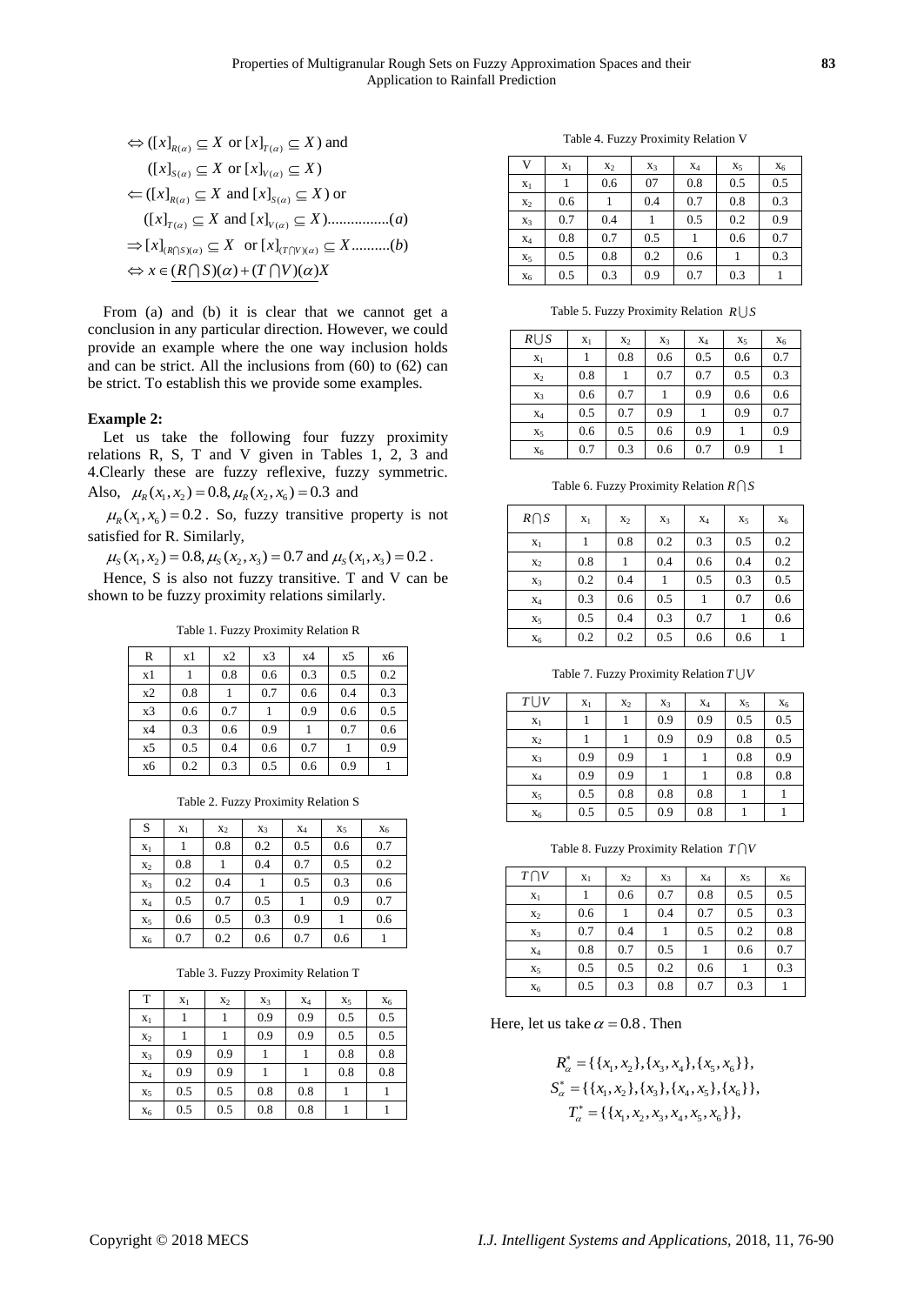$$\Leftrightarrow ([x]_{R(\alpha)} \subseteq X \text{ or } [x]_{T(\alpha)} \subseteq X) \text{ and}$$
$$([x]_{S(\alpha)} \subseteq X \text{ or } [x]_{V(\alpha)} \subseteq X)$$
$$\Leftarrow ([x]_{R(\alpha)} \subseteq X \text{ and } [x]_{S(\alpha)} \subseteq X) \text{ or}$$
$$([x]_{T(\alpha)} \subseteq X \text{ and } [x]_{V(\alpha)} \subseteq X)................(a)$$
$$\Rightarrow [x]_{(R\cap S)(\alpha)} \subseteq X \text{ or } [x]_{(T\cap V)(\alpha)} \subseteq X..........(b)$$
$$\Leftrightarrow x \in \underline{(R\cap S)(\alpha)+(T\cap V)(\alpha)}X$$

From (a) and (b) it is clear that we cannot get a conclusion in any particular direction. However, we could provide an example where the one way inclusion holds and can be strict. All the inclusions from (60) to (62) can be strict. To establish this we provide some examples.

**Example 2:**

Let us take the following four fuzzy proximity relations R, S, T and V given in Tables 1, 2, 3 and 4.Clearly these are fuzzy reflexive, fuzzy symmetric. Also, $\mu_R(x_1,x_2)=0.8, \mu_R(x_2,x_6)=0.3$ and

$\mu_R(x_1,x_6)=0.2$ . So, fuzzy transitive property is not satisfied for R. Similarly,

$\mu_S(x_1,x_2)=0.8, \mu_S(x_2,x_3)=0.7$ and $\mu_S(x_1,x_3)=0.2$ .

Hence, S is also not fuzzy transitive. T and V can be shown to be fuzzy proximity relations similarly.

Table 1. Fuzzy Proximity Relation R

| R | x1 | x2 | x3 | x4 | x5 | x6 |
|---|---|---|---|---|---|---|
| x1 | 1 | 0.8 | 0.6 | 0.3 | 0.5 | 0.2 |
| x2 | 0.8 | 1 | 0.7 | 0.6 | 0.4 | 0.3 |
| x3 | 0.6 | 0.7 | 1 | 0.9 | 0.6 | 0.5 |
| x4 | 0.3 | 0.6 | 0.9 | 1 | 0.7 | 0.6 |
| x5 | 0.5 | 0.4 | 0.6 | 0.7 | 1 | 0.9 |
| x6 | 0.2 | 0.3 | 0.5 | 0.6 | 0.9 | 1 |

Table 2. Fuzzy Proximity Relation S

| S | $x_1$ | $x_2$ | $x_3$ | $x_4$ | $x_5$ | $x_6$ |
|---|---|---|---|---|---|---|
| $x_1$ | 1 | 0.8 | 0.2 | 0.5 | 0.6 | 0.7 |
| $x_2$ | 0.8 | 1 | 0.4 | 0.7 | 0.5 | 0.2 |
| $x_3$ | 0.2 | 0.4 | 1 | 0.5 | 0.3 | 0.6 |
| $x_4$ | 0.5 | 0.7 | 0.5 | 1 | 0.9 | 0.7 |
| $x_5$ | 0.6 | 0.5 | 0.3 | 0.9 | 1 | 0.6 |
| $x_6$ | 0.7 | 0.2 | 0.6 | 0.7 | 0.6 | 1 |

Table 3. Fuzzy Proximity Relation T

| T | $x_1$ | $x_2$ | $x_3$ | $x_4$ | $x_5$ | $x_6$ |
|---|---|---|---|---|---|---|
| $x_1$ | 1 | 1 | 0.9 | 0.9 | 0.5 | 0.5 |
| $x_2$ | 1 | 1 | 0.9 | 0.9 | 0.5 | 0.5 |
| $x_3$ | 0.9 | 0.9 | 1 | 1 | 0.8 | 0.8 |
| $x_4$ | 0.9 | 0.9 | 1 | 1 | 0.8 | 0.8 |
| $x_5$ | 0.5 | 0.5 | 0.8 | 0.8 | 1 | 1 |
| $x_6$ | 0.5 | 0.5 | 0.8 | 0.8 | 1 | 1 |

Table 4. Fuzzy Proximity Relation V

| V | $x_1$ | $x_2$ | $x_3$ | $x_4$ | $x_5$ | $x_6$ |
|---|---|---|---|---|---|---|
| $x_1$ | 1 | 0.6 | 07 | 0.8 | 0.5 | 0.5 |
| $x_2$ | 0.6 | 1 | 0.4 | 0.7 | 0.8 | 0.3 |
| $x_3$ | 0.7 | 0.4 | 1 | 0.5 | 0.2 | 0.9 |
| $x_4$ | 0.8 | 0.7 | 0.5 | 1 | 0.6 | 0.7 |
| $x_5$ | 0.5 | 0.8 | 0.2 | 0.6 | 1 | 0.3 |
| $x_6$ | 0.5 | 0.3 | 0.9 | 0.7 | 0.3 | 1 |

Table 5. Fuzzy Proximity Relation $R\cup S$

| $R\cup S$ | $x_1$ | $x_2$ | $x_3$ | $x_4$ | $x_5$ | $x_6$ |
|---|---|---|---|---|---|---|
| $x_1$ | 1 | 0.8 | 0.6 | 0.5 | 0.6 | 0.7 |
| $x_2$ | 0.8 | 1 | 0.7 | 0.7 | 0.5 | 0.3 |
| $x_3$ | 0.6 | 0.7 | 1 | 0.9 | 0.6 | 0.6 |
| $x_4$ | 0.5 | 0.7 | 0.9 | 1 | 0.9 | 0.7 |
| $x_5$ | 0.6 | 0.5 | 0.6 | 0.9 | 1 | 0.9 |
| $x_6$ | 0.7 | 0.3 | 0.6 | 0.7 | 0.9 | 1 |

Table 6. Fuzzy Proximity Relation $R\cap S$

| $R\cap S$ | $x_1$ | $x_2$ | $x_3$ | $x_4$ | $x_5$ | $x_6$ |
|---|---|---|---|---|---|---|
| $x_1$ | 1 | 0.8 | 0.2 | 0.3 | 0.5 | 0.2 |
| $x_2$ | 0.8 | 1 | 0.4 | 0.6 | 0.4 | 0.2 |
| $x_3$ | 0.2 | 0.4 | 1 | 0.5 | 0.3 | 0.5 |
| $x_4$ | 0.3 | 0.6 | 0.5 | 1 | 0.7 | 0.6 |
| $x_5$ | 0.5 | 0.4 | 0.3 | 0.7 | 1 | 0.6 |
| $x_6$ | 0.2 | 0.2 | 0.5 | 0.6 | 0.6 | 1 |

Table 7. Fuzzy Proximity Relation $T\cup V$

| $T\cup V$ | $x_1$ | $x_2$ | $x_3$ | $x_4$ | $x_5$ | $x_6$ |
|---|---|---|---|---|---|---|
| $x_1$ | 1 | 1 | 0.9 | 0.9 | 0.5 | 0.5 |
| $x_2$ | 1 | 1 | 0.9 | 0.9 | 0.8 | 0.5 |
| $x_3$ | 0.9 | 0.9 | 1 | 1 | 0.8 | 0.9 |
| $x_4$ | 0.9 | 0.9 | 1 | 1 | 0.8 | 0.8 |
| $x_5$ | 0.5 | 0.8 | 0.8 | 0.8 | 1 | 1 |
| $x_6$ | 0.5 | 0.5 | 0.9 | 0.8 | 1 | 1 |

Table 8. Fuzzy Proximity Relation $T\cap V$

| $T\cap V$ | $x_1$ | $x_2$ | $x_3$ | $x_4$ | $x_5$ | $x_6$ |
|---|---|---|---|---|---|---|
| $x_1$ | 1 | 0.6 | 0.7 | 0.8 | 0.5 | 0.5 |
| $x_2$ | 0.6 | 1 | 0.4 | 0.7 | 0.5 | 0.3 |
| $x_3$ | 0.7 | 0.4 | 1 | 0.5 | 0.2 | 0.8 |
| $x_4$ | 0.8 | 0.7 | 0.5 | 1 | 0.6 | 0.7 |
| $x_5$ | 0.5 | 0.5 | 0.2 | 0.6 | 1 | 0.3 |
| $x_6$ | 0.5 | 0.3 | 0.8 | 0.7 | 0.3 | 1 |

Here, let us take $\alpha=0.8$ . Then

$$R_\alpha^* = \{\{x_1,x_2\},\{x_3,x_4\},\{x_5,x_6\}\},$$
$$S_\alpha^* = \{\{x_1,x_2\},\{x_3\},\{x_4,x_5\},\{x_6\}\},$$
$$T_\alpha^* = \{\{x_1,x_2,x_3,x_4,x_5,x_6\}\},$$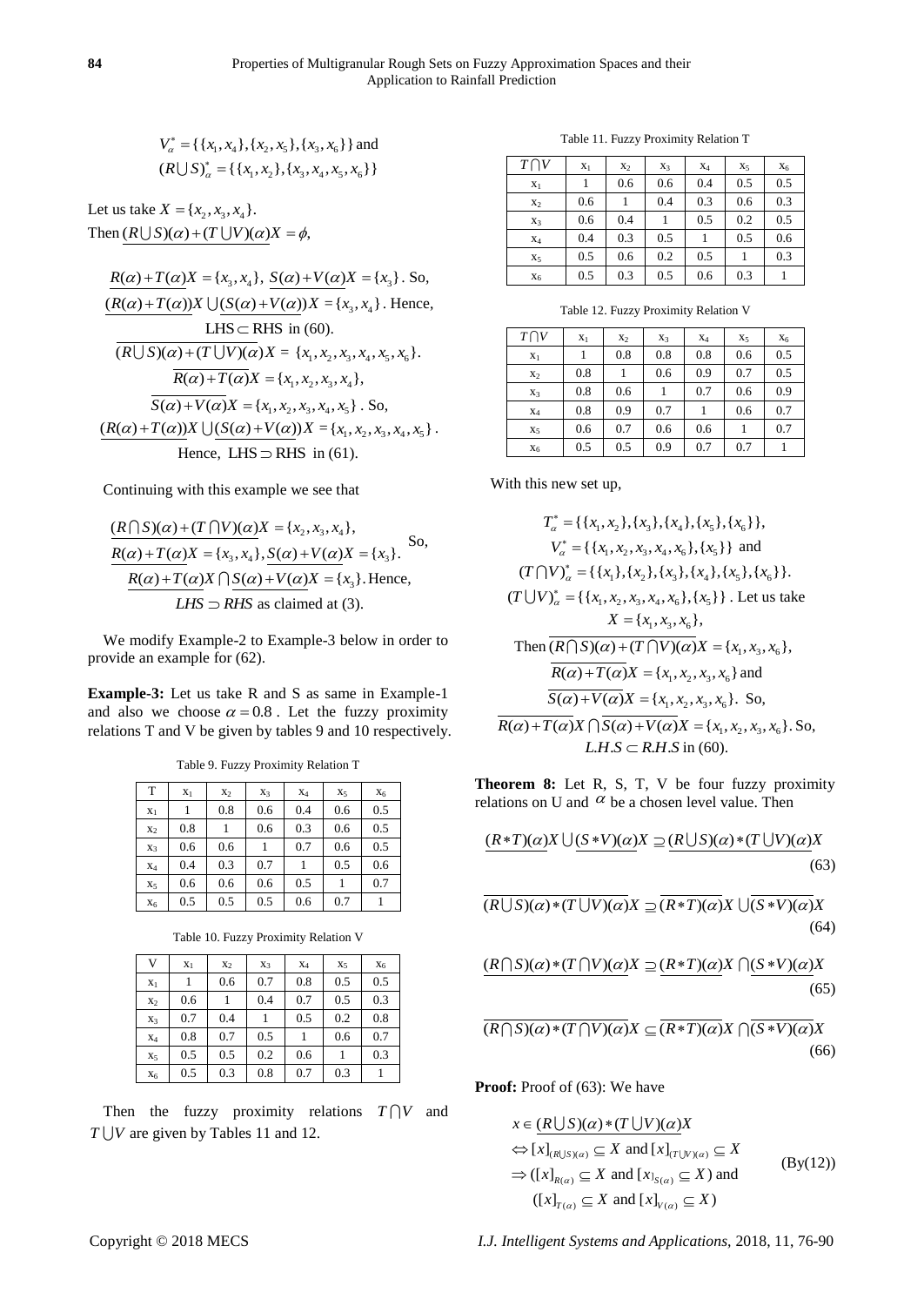$$V_\alpha^* = \{\{x_1, x_4\}, \{x_2, x_5\}, \{x_3, x_6\}\} \text{ and}$$
$$(R \bigcup S)_\alpha^* = \{\{x_1, x_2\}, \{x_3, x_4, x_5, x_6\}\}$$

Let us take $X = \{x_2, x_3, x_4\}$.
Then $\underline{(R \bigcup S)(\alpha) + (T \bigcup V)(\alpha)}X = \phi$,

$$\underline{R(\alpha) + T(\alpha)}X = \{x_3, x_4\},\ \underline{S(\alpha) + V(\alpha)}X = \{x_3\}. \text{ So,}$$
$$\underline{(R(\alpha) + T(\alpha))}X \bigcup \underline{(S(\alpha) + V(\alpha))}X = \{x_3, x_4\}. \text{ Hence,}$$
$$\text{LHS} \subset \text{RHS in (60).}$$
$$\overline{(R \bigcup S)(\alpha) + (T \bigcup V)(\alpha)}X = \{x_1, x_2, x_3, x_4, x_5, x_6\}.$$
$$\overline{R(\alpha) + T(\alpha)}X = \{x_1, x_2, x_3, x_4\},$$
$$\overline{S(\alpha) + V(\alpha)}X = \{x_1, x_2, x_3, x_4, x_5\}. \text{ So,}$$
$$\overline{(R(\alpha) + T(\alpha))}X \bigcup \overline{(S(\alpha) + V(\alpha))}X = \{x_1, x_2, x_3, x_4, x_5\}.$$
$$\text{Hence, LHS} \supset \text{RHS in (61).}$$

Continuing with this example we see that

$$\underline{(R \bigcap S)(\alpha) + (T \bigcap V)(\alpha)}X = \{x_2, x_3, x_4\},$$
$$\underline{R(\alpha) + T(\alpha)}X = \{x_3, x_4\}, \underline{S(\alpha) + V(\alpha)}X = \{x_3\}. \text{ So,}$$
$$\underline{R(\alpha) + T(\alpha)}X \bigcap \underline{S(\alpha) + V(\alpha)}X = \{x_3\}. \text{ Hence,}$$
$$LHS \supset RHS \text{ as claimed at (3).}$$

We modify Example-2 to Example-3 below in order to provide an example for (62).

**Example-3:** Let us take R and S as same in Example-1 and also we choose $\alpha = 0.8$. Let the fuzzy proximity relations T and V be given by tables 9 and 10 respectively.

Table 9. Fuzzy Proximity Relation T

| T | $x_1$ | $x_2$ | $x_3$ | $x_4$ | $x_5$ | $x_6$ |
|---|---|---|---|---|---|---|
| $x_1$ | 1 | 0.8 | 0.6 | 0.4 | 0.6 | 0.5 |
| $x_2$ | 0.8 | 1 | 0.6 | 0.3 | 0.6 | 0.5 |
| $x_3$ | 0.6 | 0.6 | 1 | 0.7 | 0.6 | 0.5 |
| $x_4$ | 0.4 | 0.3 | 0.7 | 1 | 0.5 | 0.6 |
| $x_5$ | 0.6 | 0.6 | 0.6 | 0.5 | 1 | 0.7 |
| $x_6$ | 0.5 | 0.5 | 0.5 | 0.6 | 0.7 | 1 |

Table 10. Fuzzy Proximity Relation V

| V | $x_1$ | $x_2$ | $x_3$ | $x_4$ | $x_5$ | $x_6$ |
|---|---|---|---|---|---|---|
| $x_1$ | 1 | 0.6 | 0.7 | 0.8 | 0.5 | 0.5 |
| $x_2$ | 0.6 | 1 | 0.4 | 0.7 | 0.5 | 0.3 |
| $x_3$ | 0.7 | 0.4 | 1 | 0.5 | 0.2 | 0.8 |
| $x_4$ | 0.8 | 0.7 | 0.5 | 1 | 0.6 | 0.7 |
| $x_5$ | 0.5 | 0.5 | 0.2 | 0.6 | 1 | 0.3 |
| $x_6$ | 0.5 | 0.3 | 0.8 | 0.7 | 0.3 | 1 |

Then the fuzzy proximity relations $T \bigcap V$ and $T \bigcup V$ are given by Tables 11 and 12.

Table 11. Fuzzy Proximity Relation T

| $T \bigcap V$ | $x_1$ | $x_2$ | $x_3$ | $x_4$ | $x_5$ | $x_6$ |
|---|---|---|---|---|---|---|
| $x_1$ | 1 | 0.6 | 0.6 | 0.4 | 0.5 | 0.5 |
| $x_2$ | 0.6 | 1 | 0.4 | 0.3 | 0.6 | 0.3 |
| $x_3$ | 0.6 | 0.4 | 1 | 0.5 | 0.2 | 0.5 |
| $x_4$ | 0.4 | 0.3 | 0.5 | 1 | 0.5 | 0.6 |
| $x_5$ | 0.5 | 0.6 | 0.2 | 0.5 | 1 | 0.3 |
| $x_6$ | 0.5 | 0.3 | 0.5 | 0.6 | 0.3 | 1 |

Table 12. Fuzzy Proximity Relation V

| $T \bigcap V$ | $x_1$ | $x_2$ | $x_3$ | $x_4$ | $x_5$ | $x_6$ |
|---|---|---|---|---|---|---|
| $x_1$ | 1 | 0.8 | 0.8 | 0.8 | 0.6 | 0.5 |
| $x_2$ | 0.8 | 1 | 0.6 | 0.9 | 0.7 | 0.5 |
| $x_3$ | 0.8 | 0.6 | 1 | 0.7 | 0.6 | 0.9 |
| $x_4$ | 0.8 | 0.9 | 0.7 | 1 | 0.6 | 0.7 |
| $x_5$ | 0.6 | 0.7 | 0.6 | 0.6 | 1 | 0.7 |
| $x_6$ | 0.5 | 0.5 | 0.9 | 0.7 | 0.7 | 1 |

With this new set up,

$$T_\alpha^* = \{\{x_1, x_2\}, \{x_3\}, \{x_4\}, \{x_5\}, \{x_6\}\},$$
$$V_\alpha^* = \{\{x_1, x_2, x_3, x_4, x_6\}, \{x_5\}\} \text{ and}$$
$$(T \bigcap V)_\alpha^* = \{\{x_1\}, \{x_2\}, \{x_3\}, \{x_4\}, \{x_5\}, \{x_6\}\}.$$
$$(T \bigcup V)_\alpha^* = \{\{x_1, x_2, x_3, x_4, x_6\}, \{x_5\}\}. \text{ Let us take}$$
$$X = \{x_1, x_3, x_6\},$$
$$\text{Then } \overline{(R \bigcap S)(\alpha) + (T \bigcap V)(\alpha)}X = \{x_1, x_3, x_6\},$$
$$\overline{R(\alpha) + T(\alpha)}X = \{x_1, x_2, x_3, x_6\} \text{ and}$$
$$\overline{S(\alpha) + V(\alpha)}X = \{x_1, x_2, x_3, x_6\}. \text{ So,}$$
$$\overline{R(\alpha) + T(\alpha)}X \bigcap \overline{S(\alpha) + V(\alpha)}X = \{x_1, x_2, x_3, x_6\}. \text{ So,}$$
$$L.H.S \subset R.H.S \text{ in (60).}$$

**Theorem 8:** Let R, S, T, V be four fuzzy proximity relations on U and $\alpha$ be a chosen level value. Then

$$\underline{(R * T)(\alpha)}X \bigcup \underline{(S * V)(\alpha)}X \supseteq \underline{(R \bigcup S)(\alpha) * (T \bigcup V)(\alpha)}X \tag{63}$$

$$\overline{(R \bigcup S)(\alpha) * (T \bigcup V)(\alpha)}X \supseteq \overline{(R * T)(\alpha)}X \bigcup \overline{(S * V)(\alpha)}X \tag{64}$$

$$\underline{(R \bigcap S)(\alpha) * (T \bigcap V)(\alpha)}X \supseteq \underline{(R * T)(\alpha)}X \bigcap \underline{(S * V)(\alpha)}X \tag{65}$$

$$\overline{(R \bigcap S)(\alpha) * (T \bigcap V)(\alpha)}X \subseteq \overline{(R * T)(\alpha)}X \bigcap \overline{(S * V)(\alpha)}X \tag{66}$$

**Proof:** Proof of (63): We have

$$\begin{aligned}
& x \in \underline{(R \bigcup S)(\alpha) * (T \bigcup V)(\alpha)}X \\
& \Leftrightarrow [x]_{(R \bigcup S)(\alpha)} \subseteq X \text{ and } [x]_{(T \bigcup V)(\alpha)} \subseteq X \\
& \Rightarrow ([x]_{R(\alpha)} \subseteq X \text{ and } [x]_{S(\alpha)} \subseteq X) \text{ and} \qquad \text{(By(12))} \\
& \quad ([x]_{T(\alpha)} \subseteq X \text{ and } [x]_{V(\alpha)} \subseteq X)
\end{aligned}$$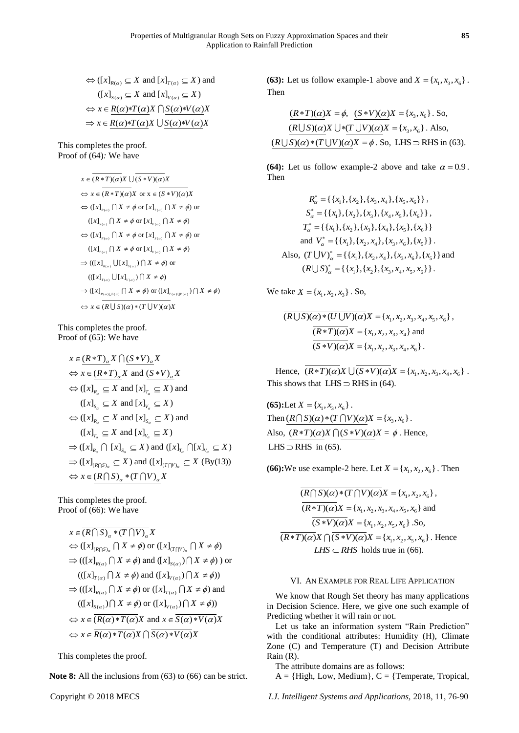$$\Leftrightarrow ([x]_{R(\alpha)} \subseteq X \text{ and } [x]_{T(\alpha)} \subseteq X) \text{ and}$$
$$([x]_{S(\alpha)} \subseteq X \text{ and } [x]_{V(\alpha)} \subseteq X)$$
$$\Leftrightarrow x \in \underline{R(\alpha)*T(\alpha)}X \cap \underline{S(\alpha)*V(\alpha)}X$$
$$\Rightarrow x \in \underline{R(\alpha)*T(\alpha)}X \cup \underline{S(\alpha)*V(\alpha)}X$$

This completes the proof.

Proof of (64): We have

$$x \in \overline{(R*T)(\alpha)}X \cup \overline{(S*V)(\alpha)}X$$
$$\Leftrightarrow x \in \overline{(R*T)(\alpha)}X \text{ or } x \in \overline{(S*V)(\alpha)}X$$
$$\Leftrightarrow ([x]_{R(\alpha)} \cap X \neq \phi \text{ or } [x]_{T(\alpha)} \cap X \neq \phi) \text{ or}$$
$$([x]_{S(\alpha)} \cap X \neq \phi \text{ or } [x]_{V(\alpha)} \cap X \neq \phi)$$
$$\Leftrightarrow ([x]_{R(\alpha)} \cap X \neq \phi \text{ or } [x]_{S(\alpha)} \cap X \neq \phi) \text{ or}$$
$$([x]_{T(\alpha)} \cap X \neq \phi \text{ or } [x]_{V(\alpha)} \cap X \neq \phi)$$
$$\Rightarrow (([x]_{R(\alpha)} \cup [x]_{S(\alpha)}) \cap X \neq \phi) \text{ or}$$
$$(([x]_{T(\alpha)} \cup [x]_{V(\alpha)}) \cap X \neq \phi)$$
$$\Rightarrow ([x]_{R(\alpha)\cup S(\alpha)} \cap X \neq \phi) \text{ or } ([x]_{T(\alpha)\cup V(\alpha)}) \cap X \neq \phi)$$
$$\Leftrightarrow x \in \overline{(R \cup S)(\alpha) * (T \cup V)(\alpha)}X$$

This completes the proof.

Proof of (65): We have

$$x \in \underline{(R*T)}_{\alpha} X \cap \underline{(S*V)}_{\alpha} X$$
$$\Leftrightarrow x \in \underline{(R*T)}_{\alpha} X \text{ and } \underline{(S*V)}_{\alpha} X$$
$$\Leftrightarrow ([x]_{R_\alpha} \subseteq X \text{ and } [x]_{T_\alpha} \subseteq X) \text{ and}$$
$$([x]_{S_\alpha} \subseteq X \text{ and } [x]_{V_\alpha} \subseteq X)$$
$$\Leftrightarrow ([x]_{R_\alpha} \subseteq X \text{ and } [x]_{S_\alpha} \subseteq X) \text{ and}$$
$$([x]_{T_\alpha} \subseteq X \text{ and } [x]_{V_\alpha} \subseteq X)$$
$$\Rightarrow ([x]_{R_\alpha} \cap [x]_{S_\alpha} \subseteq X) \text{ and } ([x]_{T_\alpha} \cap [x]_{V_\alpha} \subseteq X)$$
$$\Rightarrow ([x]_{(R\cap S)_\alpha} \subseteq X) \text{ and } ([x]_{(T\cap V)_\alpha} \subseteq X \text{ (By(13))}$$
$$\Leftrightarrow x \in \underline{(R \cap S)_\alpha * (T \cap V)_\alpha} X$$

This completes the proof.

Proof of (66): We have

$$x \in \overline{(R \cap S)_\alpha * (T \cap V)_\alpha} X$$
$$\Leftrightarrow ([x]_{(R\cap S)_\alpha} \cap X \neq \phi) \text{ or } ([x]_{(T\cap V)_\alpha} \cap X \neq \phi)$$
$$\Rightarrow (([x]_{R(\alpha)} \cap X \neq \phi) \text{ and } ([x]_{S(\alpha)}) \cap X \neq \phi) \text{ ) or}$$
$$(([x]_{T(\alpha)} \cap X \neq \phi) \text{ and } ([x]_{V(\alpha)}) \cap X \neq \phi))$$
$$\Rightarrow (([x]_{R(\alpha)} \cap X \neq \phi) \text{ or } ([x]_{T(\alpha)} \cap X \neq \phi) \text{ and}$$
$$(([x]_{S(\alpha)}) \cap X \neq \phi) \text{ or } ([x]_{V(\alpha)}) \cap X \neq \phi))$$
$$\Leftrightarrow x \in \overline{(R(\alpha)*T(\alpha)}X \text{ and } x \in \overline{S(\alpha)*V(\alpha)}X$$
$$\Leftrightarrow x \in \overline{R(\alpha)*T(\alpha)}X \cap \overline{S(\alpha)*V(\alpha)}X$$

This completes the proof.

**Note 8:** All the inclusions from (63) to (66) can be strict.

**(63):** Let us follow example-1 above and $X = \{x_1, x_3, x_6\}$. Then

$$\underline{(R*T)(\alpha)}X = \phi, \ \ \underline{(S*V)(\alpha)}X = \{x_3, x_6\}. \text{ So,}$$
$$\underline{(R \cup S)(\alpha)}X \cup \underline{*(T \cup V)(\alpha)}X = \{x_3, x_6\}. \text{ Also,}$$
$$\underline{(R \cup S)(\alpha) * (T \cup V)(\alpha)}X = \phi. \text{ So, LHS} \supset \text{RHS in (63).}$$

**(64):** Let us follow example-2 above and take $\alpha = 0.9$. Then

$$R^*_\alpha = \{\{x_1\}, \{x_2\}, \{x_3, x_4\}, \{x_5, x_6\}\},$$
$$S^*_\alpha = \{\{x_1\}, \{x_2\}, \{x_3\}, \{x_4, x_5\}, \{x_6\}\},$$
$$T^*_\alpha = \{\{x_1\}, \{x_2\}, \{x_3\}, \{x_4\}, \{x_5\}, \{x_6\}\}$$
$$\text{and } V^*_\alpha = \{\{x_1\}, \{x_2, x_4\}, \{x_3, x_6\}, \{x_5\}\}.$$
$$\text{Also, } (T \cup V)^*_\alpha = \{\{x_1\}, \{x_2, x_4\}, \{x_3, x_6\}, \{x_5\}\} \text{ and}$$
$$(R \cup S)^*_\alpha = \{\{x_1\}, \{x_2\}, \{x_3, x_4, x_5, x_6\}\}.$$

We take $X = \{x_1, x_2, x_3\}$. So,

$$\overline{(R \cup S)(\alpha) * (U \cup V)(\alpha)}X = \{x_1, x_2, x_3, x_4, x_5, x_6\},$$
$$\overline{(R*T)(\alpha)}X = \{x_1, x_2, x_3, x_4\} \text{ and}$$
$$\overline{(S*V)(\alpha)}X = \{x_1, x_2, x_3, x_4, x_6\}.$$

Hence, $\overline{(R*T)(\alpha)}X \cup \overline{(S*V)(\alpha)}X = \{x_1, x_2, x_3, x_4, x_6\}$. This shows that LHS $\supset$ RHS in (64).

**(65):** Let $X = \{x_1, x_3, x_6\}$.
Then $\underline{(R \cap S)(\alpha) * (T \cap V)(\alpha)}X = \{x_3, x_6\}$.
Also, $\underline{(R*T)(\alpha)}X \cap \underline{(S*V)(\alpha)}X = \phi$. Hence, LHS $\supset$ RHS in (65).

**(66):** We use example-2 here. Let $X = \{x_1, x_2, x_6\}$. Then

$$\overline{(R \cap S)(\alpha) * (T \cap V)(\alpha)}X = \{x_1, x_2, x_6\},$$
$$\overline{(R*T)(\alpha)}X = \{x_1, x_2, x_3, x_4, x_5, x_6\} \text{ and}$$
$$\overline{(S*V)(\alpha)}X = \{x_1, x_2, x_5, x_6\}. \text{So,}$$
$$\overline{(R*T)(\alpha)}X \cap \overline{(S*V)(\alpha)}X = \{x_1, x_2, x_5, x_6\}. \text{ Hence}$$
$$LHS \subset RHS \text{ holds true in (66).}$$

## VI. An Example for Real Life Application

We know that Rough Set theory has many applications in Decision Science. Here, we give one such example of Predicting whether it will rain or not.

Let us take an information system "Rain Prediction" with the conditional attributes: Humidity (H), Climate Zone (C) and Temperature (T) and Decision Attribute Rain (R).

The attribute domains are as follows:

A = {High, Low, Medium}, C = {Temperate, Tropical,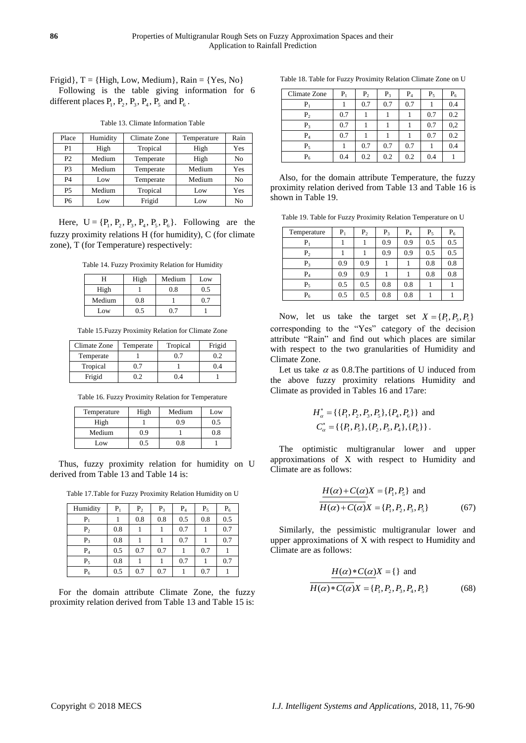Frigid}, T = {High, Low, Medium}, Rain = {Yes, No}

Following is the table giving information for 6 different places $P_1$, $P_2$, $P_3$, $P_4$, $P_5$ and $P_6$.

Table 13. Climate Information Table

| Place | Humidity | Climate Zone | Temperature | Rain |
|---|---|---|---|---|
| P1 | High | Tropical | High | Yes |
| P2 | Medium | Temperate | High | No |
| P3 | Medium | Temperate | Medium | Yes |
| P4 | Low | Temperate | Medium | No |
| P5 | Medium | Tropical | Low | Yes |
| P6 | Low | Frigid | Low | No |

Here, $U = \{P_1, P_2, P_3, P_4, P_5, P_6\}$. Following are the fuzzy proximity relations H (for humidity), C (for climate zone), T (for Temperature) respectively:

Table 14. Fuzzy Proximity Relation for Humidity

| H | High | Medium | Low |
|---|---|---|---|
| High | 1 | 0.8 | 0.5 |
| Medium | 0.8 | 1 | 0.7 |
| Low | 0.5 | 0.7 | 1 |

Table 15.Fuzzy Proximity Relation for Climate Zone

| Climate Zone | Temperate | Tropical | Frigid |
|---|---|---|---|
| Temperate | 1 | 0.7 | 0.2 |
| Tropical | 0.7 | 1 | 0.4 |
| Frigid | 0.2 | 0.4 | 1 |

Table 16. Fuzzy Proximity Relation for Temperature

| Temperature | High | Medium | Low |
|---|---|---|---|
| High | 1 | 0.9 | 0.5 |
| Medium | 0.9 | 1 | 0.8 |
| Low | 0.5 | 0.8 | 1 |

Thus, fuzzy proximity relation for humidity on U derived from Table 13 and Table 14 is:

Table 17.Table for Fuzzy Proximity Relation Humidity on U

| Humidity | $P_1$ | $P_2$ | $P_3$ | $P_4$ | $P_5$ | $P_6$ |
|---|---|---|---|---|---|---|
| $P_1$ | 1 | 0.8 | 0.8 | 0.5 | 0.8 | 0.5 |
| $P_2$ | 0.8 | 1 | 1 | 0.7 | 1 | 0.7 |
| $P_3$ | 0.8 | 1 | 1 | 0.7 | 1 | 0.7 |
| $P_4$ | 0.5 | 0.7 | 0.7 | 1 | 0.7 | 1 |
| $P_5$ | 0.8 | 1 | 1 | 0.7 | 1 | 0.7 |
| $P_6$ | 0.5 | 0.7 | 0.7 | 1 | 0.7 | 1 |

For the domain attribute Climate Zone, the fuzzy proximity relation derived from Table 13 and Table 15 is:

Table 18. Table for Fuzzy Proximity Relation Climate Zone on U

| Climate Zone | $P_1$ | $P_2$ | $P_3$ | $P_4$ | $P_5$ | $P_6$ |
|---|---|---|---|---|---|---|
| $P_1$ | 1 | 0.7 | 0.7 | 0.7 | 1 | 0.4 |
| $P_2$ | 0.7 | 1 | 1 | 1 | 0.7 | 0.2 |
| $P_3$ | 0.7 | 1 | 1 | 1 | 0.7 | 0,2 |
| $P_4$ | 0.7 | 1 | 1 | 1 | 0.7 | 0.2 |
| $P_5$ | 1 | 0.7 | 0.7 | 0.7 | 1 | 0.4 |
| $P_6$ | 0.4 | 0.2 | 0.2 | 0.2 | 0.4 | 1 |

Also, for the domain attribute Temperature, the fuzzy proximity relation derived from Table 13 and Table 16 is shown in Table 19.

Table 19. Table for Fuzzy Proximity Relation Temperature on U

| Temperature | $P_1$ | $P_2$ | $P_3$ | $P_4$ | $P_5$ | $P_6$ |
|---|---|---|---|---|---|---|
| $P_1$ | 1 | 1 | 0.9 | 0.9 | 0.5 | 0.5 |
| $P_2$ | 1 | 1 | 0.9 | 0.9 | 0.5 | 0.5 |
| $P_3$ | 0.9 | 0.9 | 1 | 1 | 0.8 | 0.8 |
| $P_4$ | 0.9 | 0.9 | 1 | 1 | 0.8 | 0.8 |
| $P_5$ | 0.5 | 0.5 | 0.8 | 0.8 | 1 | 1 |
| $P_6$ | 0.5 | 0.5 | 0.8 | 0.8 | 1 | 1 |

Now, let us take the target set $X = \{P_1, P_3, P_5\}$ corresponding to the "Yes" category of the decision attribute "Rain" and find out which places are similar with respect to the two granularities of Humidity and Climate Zone.

Let us take $\alpha$ as 0.8.The partitions of U induced from the above fuzzy proximity relations Humidity and Climate as provided in Tables 16 and 17are:

$$H_\alpha^* = \{\{P_1, P_2, P_3, P_5\}, \{P_4, P_6\}\} \text{ and}$$
$$C_\alpha^* = \{\{P_1, P_5\}, \{P_2, P_3, P_4\}, \{P_6\}\}.$$

The optimistic multigranular lower and upper approximations of X with respect to Humidity and Climate are as follows:

$$\underline{H(\alpha)+C(\alpha)}X = \{P_1, P_5\} \text{ and}$$
$$\overline{H(\alpha)+C(\alpha)}X = \{P_1, P_2, P_3, P_5\} \quad (67)$$

Similarly, the pessimistic multigranular lower and upper approximations of X with respect to Humidity and Climate are as follows:

$$\underline{H(\alpha)*C(\alpha)}X = \{\} \text{ and}$$
$$\overline{H(\alpha)*C(\alpha)}X = \{P_1, P_2, P_3, P_4, P_5\} \quad (68)$$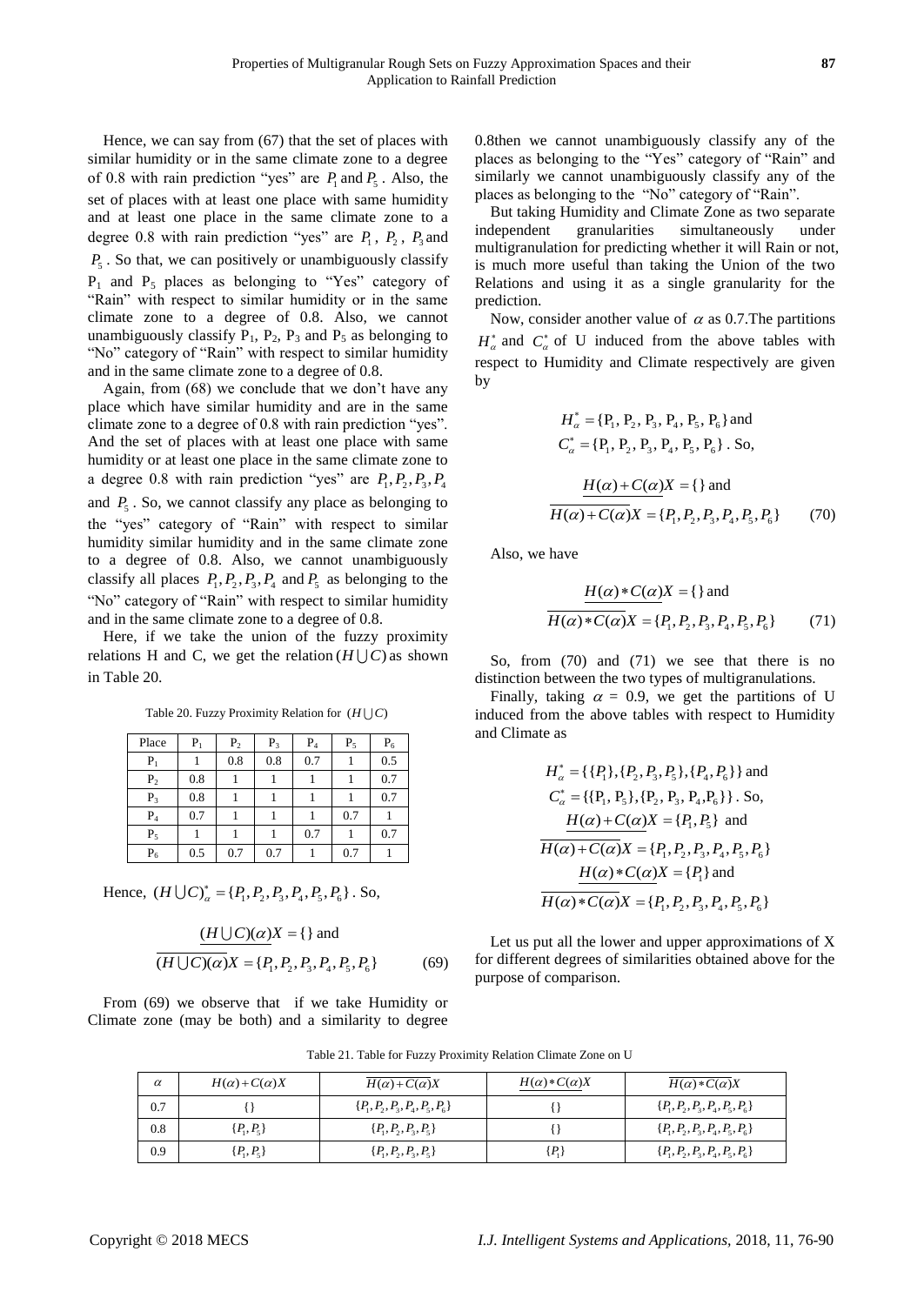Hence, we can say from (67) that the set of places with similar humidity or in the same climate zone to a degree of 0.8 with rain prediction "yes" are $P_1$ and $P_5$. Also, the set of places with at least one place with same humidity and at least one place in the same climate zone to a degree 0.8 with rain prediction "yes" are $P_1$, $P_2$, $P_3$ and $P_5$. So that, we can positively or unambiguously classify $P_1$ and $P_5$ places as belonging to "Yes" category of "Rain" with respect to similar humidity or in the same climate zone to a degree of 0.8. Also, we cannot unambiguously classify $P_1$, $P_2$, $P_3$ and $P_5$ as belonging to "No" category of "Rain" with respect to similar humidity and in the same climate zone to a degree of 0.8.

Again, from (68) we conclude that we don't have any place which have similar humidity and are in the same climate zone to a degree of 0.8 with rain prediction "yes". And the set of places with at least one place with same humidity or at least one place in the same climate zone to a degree 0.8 with rain prediction "yes" are $P_1, P_2, P_3, P_4$ and $P_5$. So, we cannot classify any place as belonging to the "yes" category of "Rain" with respect to similar humidity similar humidity and in the same climate zone to a degree of 0.8. Also, we cannot unambiguously classify all places $P_1, P_2, P_3, P_4$ and $P_5$ as belonging to the "No" category of "Rain" with respect to similar humidity and in the same climate zone to a degree of 0.8.

Here, if we take the union of the fuzzy proximity relations H and C, we get the relation $(H \bigcup C)$ as shown in Table 20.

Table 20. Fuzzy Proximity Relation for $(H \bigcup C)$

| Place | $P_1$ | $P_2$ | $P_3$ | $P_4$ | $P_5$ | $P_6$ |
|---|---|---|---|---|---|---|
| $P_1$ | 1 | 0.8 | 0.8 | 0.7 | 1 | 0.5 |
| $P_2$ | 0.8 | 1 | 1 | 1 | 1 | 0.7 |
| $P_3$ | 0.8 | 1 | 1 | 1 | 1 | 0.7 |
| $P_4$ | 0.7 | 1 | 1 | 1 | 0.7 | 1 |
| $P_5$ | 1 | 1 | 1 | 0.7 | 1 | 0.7 |
| $P_6$ | 0.5 | 0.7 | 0.7 | 1 | 0.7 | 1 |

Hence, $(H \bigcup C)^*_\alpha = \{P_1, P_2, P_3, P_4, P_5, P_6\}$. So,

$$\underline{(H \bigcup C)(\alpha)}X = \{\} \text{ and}$$
$$\overline{(H \bigcup C)(\alpha)}X = \{P_1, P_2, P_3, P_4, P_5, P_6\} \tag{69}$$

From (69) we observe that if we take Humidity or Climate zone (may be both) and a similarity to degree 0.8then we cannot unambiguously classify any of the places as belonging to the "Yes" category of "Rain" and similarly we cannot unambiguously classify any of the places as belonging to the "No" category of "Rain".

But taking Humidity and Climate Zone as two separate independent granularities simultaneously under multigranulation for predicting whether it will Rain or not, is much more useful than taking the Union of the two Relations and using it as a single granularity for the prediction.

Now, consider another value of $\alpha$ as 0.7.The partitions $H^*_\alpha$ and $C^*_\alpha$ of U induced from the above tables with respect to Humidity and Climate respectively are given by

$$H^*_\alpha = \{P_1, P_2, P_3, P_4, P_5, P_6\} \text{ and}$$
$$C^*_\alpha = \{P_1, P_2, P_3, P_4, P_5, P_6\}. \text{ So,}$$
$$\underline{H(\alpha)+C(\alpha)}X = \{\} \text{ and}$$
$$\overline{H(\alpha)+C(\alpha)}X = \{P_1, P_2, P_3, P_4, P_5, P_6\} \tag{70}$$

Also, we have

$$\underline{H(\alpha)*C(\alpha)}X = \{\} \text{ and}$$
$$\overline{H(\alpha)*C(\alpha)}X = \{P_1, P_2, P_3, P_4, P_5, P_6\} \tag{71}$$

So, from (70) and (71) we see that there is no distinction between the two types of multigranulations.

Finally, taking $\alpha$ = 0.9, we get the partitions of U induced from the above tables with respect to Humidity and Climate as

$$H^*_\alpha = \{\{P_1\}, \{P_2, P_3, P_5\}, \{P_4, P_6\}\} \text{ and}$$
$$C^*_\alpha = \{\{P_1, P_5\}, \{P_2, P_3, P_4, P_6\}\}. \text{ So,}$$
$$\underline{H(\alpha)+C(\alpha)}X = \{P_1, P_5\} \text{ and}$$
$$\overline{H(\alpha)+C(\alpha)}X = \{P_1, P_2, P_3, P_4, P_5, P_6\}$$
$$\underline{H(\alpha)*C(\alpha)}X = \{P_1\} \text{ and}$$
$$\overline{H(\alpha)*C(\alpha)}X = \{P_1, P_2, P_3, P_4, P_5, P_6\}$$

Let us put all the lower and upper approximations of X for different degrees of similarities obtained above for the purpose of comparison.

Table 21. Table for Fuzzy Proximity Relation Climate Zone on U

| $\alpha$ | $\underline{H(\alpha)+C(\alpha)}X$ | $\overline{H(\alpha)+C(\alpha)}X$ | $\underline{H(\alpha)*C(\alpha)}X$ | $\overline{H(\alpha)*C(\alpha)}X$ |
|---|---|---|---|---|
| 0.7 | $\{\}$ | $\{P_1, P_2, P_3, P_4, P_5, P_6\}$ | $\{\}$ | $\{P_1, P_2, P_3, P_4, P_5, P_6\}$ |
| 0.8 | $\{P_1, P_5\}$ | $\{P_1, P_2, P_3, P_5\}$ | $\{\}$ | $\{P_1, P_2, P_3, P_4, P_5, P_6\}$ |
| 0.9 | $\{P_1, P_5\}$ | $\{P_1, P_2, P_3, P_5\}$ | $\{P_1\}$ | $\{P_1, P_2, P_3, P_4, P_5, P_6\}$ |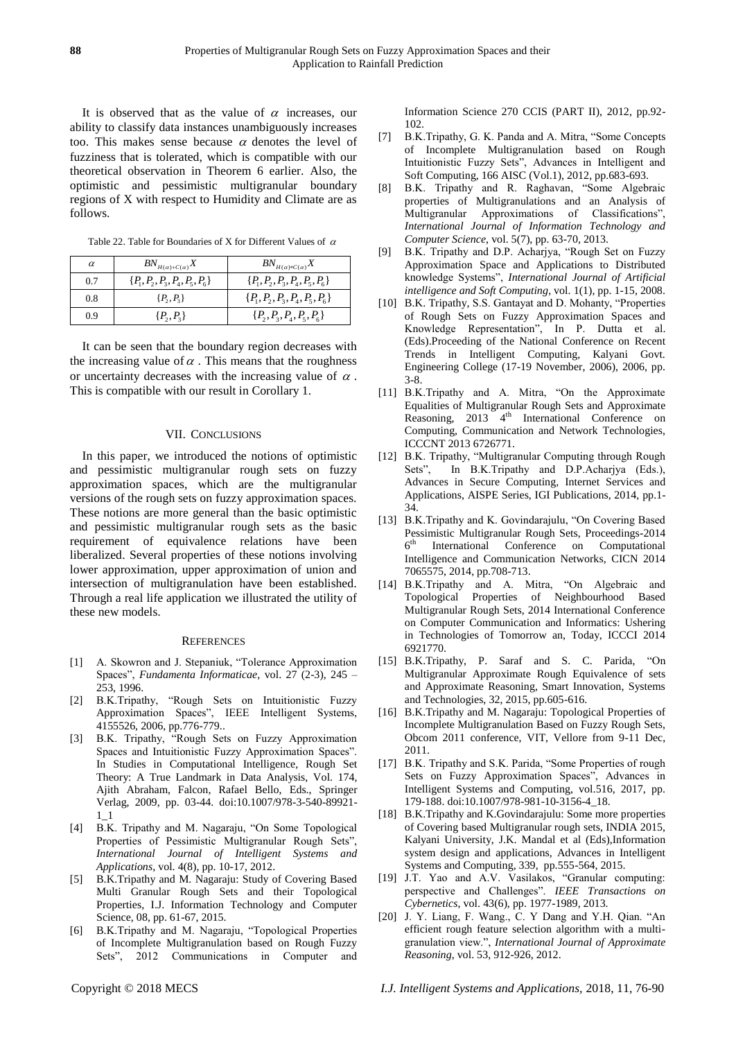It is observed that as the value of $\alpha$ increases, our ability to classify data instances unambiguously increases too. This makes sense because $\alpha$ denotes the level of fuzziness that is tolerated, which is compatible with our theoretical observation in Theorem 6 earlier. Also, the optimistic and pessimistic multigranular boundary regions of X with respect to Humidity and Climate are as follows.

Table 22. Table for Boundaries of X for Different Values of $\alpha$

| $\alpha$ | $BN_{H(\alpha)+C(\alpha)}X$ | $BN_{H(\alpha)*C(\alpha)}X$ |
|---|---|---|
| 0.7 | $\{P_1, P_2, P_3, P_4, P_5, P_6\}$ | $\{P_1, P_2, P_3, P_4, P_5, P_6\}$ |
| 0.8 | $\{P_2, P_3\}$ | $\{P_1, P_2, P_3, P_4, P_5, P_6\}$ |
| 0.9 | $\{P_2, P_3\}$ | $\{P_2, P_3, P_4, P_5, P_6\}$ |

It can be seen that the boundary region decreases with the increasing value of $\alpha$. This means that the roughness or uncertainty decreases with the increasing value of $\alpha$. This is compatible with our result in Corollary 1.

## VII. Conclusions

In this paper, we introduced the notions of optimistic and pessimistic multigranular rough sets on fuzzy approximation spaces, which are the multigranular versions of the rough sets on fuzzy approximation spaces. These notions are more general than the basic optimistic and pessimistic multigranular rough sets as the basic requirement of equivalence relations have been liberalized. Several properties of these notions involving lower approximation, upper approximation of union and intersection of multigranulation have been established. Through a real life application we illustrated the utility of these new models.

## References

[1] A. Skowron and J. Stepaniuk, "Tolerance Approximation Spaces", *Fundamenta Informaticae*, vol. 27 (2-3), 245 – 253, 1996.

[2] B.K.Tripathy, "Rough Sets on Intuitionistic Fuzzy Approximation Spaces", IEEE Intelligent Systems, 4155526, 2006, pp.776-779..

[3] B.K. Tripathy, "Rough Sets on Fuzzy Approximation Spaces and Intuitionistic Fuzzy Approximation Spaces". In Studies in Computational Intelligence, Rough Set Theory: A True Landmark in Data Analysis, Vol. 174, Ajith Abraham, Falcon, Rafael Bello, Eds., Springer Verlag, 2009, pp. 03-44. doi:10.1007/978-3-540-89921-1_1

[4] B.K. Tripathy and M. Nagaraju, "On Some Topological Properties of Pessimistic Multigranular Rough Sets", *International Journal of Intelligent Systems and Applications*, vol. 4(8), pp. 10-17, 2012.

[5] B.K.Tripathy and M. Nagaraju: Study of Covering Based Multi Granular Rough Sets and their Topological Properties, I.J. Information Technology and Computer Science, 08, pp. 61-67, 2015.

[6] B.K.Tripathy and M. Nagaraju, "Topological Properties of Incomplete Multigranulation based on Rough Fuzzy Sets", 2012 Communications in Computer and Information Science 270 CCIS (PART II), 2012, pp.92-102.

[7] B.K.Tripathy, G. K. Panda and A. Mitra, "Some Concepts of Incomplete Multigranulation based on Rough Intuitionistic Fuzzy Sets", Advances in Intelligent and Soft Computing, 166 AISC (Vol.1), 2012, pp.683-693.

[8] B.K. Tripathy and R. Raghavan, "Some Algebraic properties of Multigranulations and an Analysis of Multigranular Approximations of Classifications", *International Journal of Information Technology and Computer Science*, vol. 5(7), pp. 63-70, 2013.

[9] B.K. Tripathy and D.P. Acharjya, "Rough Set on Fuzzy Approximation Space and Applications to Distributed knowledge Systems", *International Journal of Artificial intelligence and Soft Computing*, vol. 1(1), pp. 1-15, 2008.

[10] B.K. Tripathy, S.S. Gantayat and D. Mohanty, "Properties of Rough Sets on Fuzzy Approximation Spaces and Knowledge Representation", In P. Dutta et al. (Eds).Proceeding of the National Conference on Recent Trends in Intelligent Computing, Kalyani Govt. Engineering College (17-19 November, 2006), 2006, pp. 3-8.

[11] B.K.Tripathy and A. Mitra, "On the Approximate Equalities of Multigranular Rough Sets and Approximate Reasoning, 2013 4th International Conference on Computing, Communication and Network Technologies, ICCCNT 2013 6726771.

[12] B.K. Tripathy, "Multigranular Computing through Rough Sets", In B.K.Tripathy and D.P.Acharjya (Eds.), Advances in Secure Computing, Internet Services and Applications, AISPE Series, IGI Publications, 2014, pp.1-34.

[13] B.K.Tripathy and K. Govindarajulu, "On Covering Based Pessimistic Multigranular Rough Sets, Proceedings-2014 6th International Conference on Computational Intelligence and Communication Networks, CICN 2014 7065575, 2014, pp.708-713.

[14] B.K.Tripathy and A. Mitra, "On Algebraic and Topological Properties of Neighbourhood Based Multigranular Rough Sets, 2014 International Conference on Computer Communication and Informatics: Ushering in Technologies of Tomorrow an, Today, ICCCI 2014 6921770.

[15] B.K.Tripathy, P. Saraf and S. C. Parida, "On Multigranular Approximate Rough Equivalence of sets and Approximate Reasoning, Smart Innovation, Systems and Technologies, 32, 2015, pp.605-616.

[16] B.K.Tripathy and M. Nagaraju: Topological Properties of Incomplete Multigranulation Based on Fuzzy Rough Sets, Obcom 2011 conference, VIT, Vellore from 9-11 Dec, 2011.

[17] B.K. Tripathy and S.K. Parida, "Some Properties of rough Sets on Fuzzy Approximation Spaces", Advances in Intelligent Systems and Computing, vol.516, 2017, pp. 179-188. doi:10.1007/978-981-10-3156-4_18.

[18] B.K.Tripathy and K.Govindarajulu: Some more properties of Covering based Multigranular rough sets, INDIA 2015, Kalyani University, J.K. Mandal et al (Eds),Information system design and applications, Advances in Intelligent Systems and Computing, 339, pp.555-564, 2015.

[19] J.T. Yao and A.V. Vasilakos, "Granular computing: perspective and Challenges". *IEEE Transactions on Cybernetics*, vol. 43(6), pp. 1977-1989, 2013.

[20] J. Y. Liang, F. Wang., C. Y Dang and Y.H. Qian. "An efficient rough feature selection algorithm with a multi-granulation view.", *International Journal of Approximate Reasoning*, vol. 53, 912-926, 2012.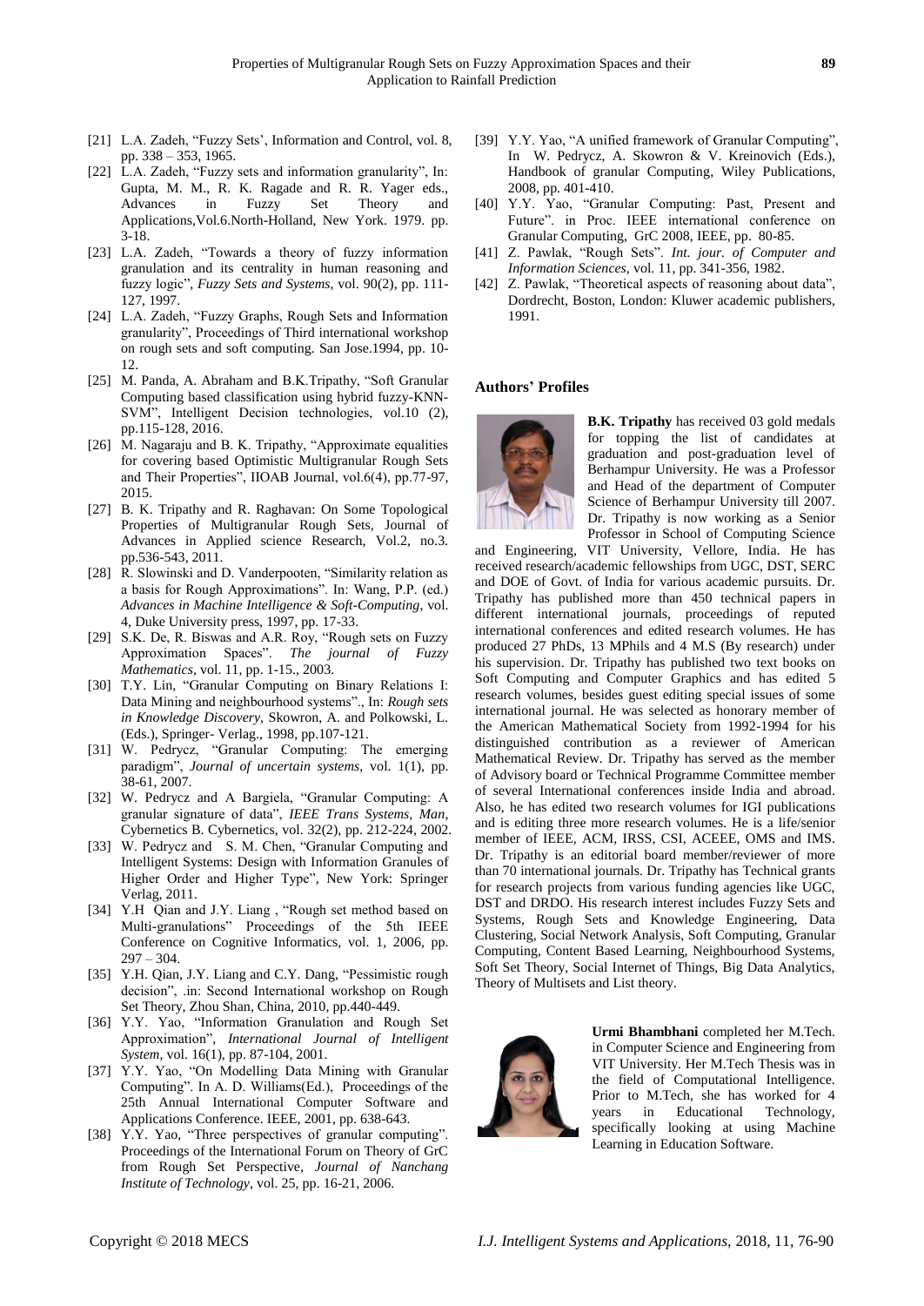[21] L.A. Zadeh, "Fuzzy Sets', Information and Control, vol. 8, pp. 338 – 353, 1965.

[22] L.A. Zadeh, "Fuzzy sets and information granularity", In: Gupta, M. M., R. K. Ragade and R. R. Yager eds., Advances in Fuzzy Set Theory and Applications,Vol.6.North-Holland, New York. 1979. pp. 3-18.

[23] L.A. Zadeh, "Towards a theory of fuzzy information granulation and its centrality in human reasoning and fuzzy logic", *Fuzzy Sets and Systems*, vol. 90(2), pp. 111-127, 1997.

[24] L.A. Zadeh, "Fuzzy Graphs, Rough Sets and Information granularity", Proceedings of Third international workshop on rough sets and soft computing. San Jose.1994, pp. 10-12.

[25] M. Panda, A. Abraham and B.K.Tripathy, "Soft Granular Computing based classification using hybrid fuzzy-KNN-SVM", Intelligent Decision technologies, vol.10 (2), pp.115-128, 2016.

[26] M. Nagaraju and B. K. Tripathy, "Approximate equalities for covering based Optimistic Multigranular Rough Sets and Their Properties", IIOAB Journal, vol.6(4), pp.77-97, 2015.

[27] B. K. Tripathy and R. Raghavan: On Some Topological Properties of Multigranular Rough Sets, Journal of Advances in Applied science Research, Vol.2, no.3. pp.536-543, 2011.

[28] R. Slowinski and D. Vanderpooten, "Similarity relation as a basis for Rough Approximations". In: Wang, P.P. (ed.) *Advances in Machine Intelligence & Soft-Computing*, vol. 4, Duke University press, 1997, pp. 17-33.

[29] S.K. De, R. Biswas and A.R. Roy, "Rough sets on Fuzzy Approximation Spaces". *The journal of Fuzzy Mathematics*, vol. 11, pp. 1-15., 2003.

[30] T.Y. Lin, "Granular Computing on Binary Relations I: Data Mining and neighbourhood systems"., In: *Rough sets in Knowledge Discovery*, Skowron, A. and Polkowski, L. (Eds.), Springer- Verlag., 1998, pp.107-121.

[31] W. Pedrycz, "Granular Computing: The emerging paradigm", *Journal of uncertain systems*, vol. 1(1), pp. 38-61, 2007.

[32] W. Pedrycz and A Bargiela, "Granular Computing: A granular signature of data", *IEEE Trans Systems, Man*, Cybernetics B. Cybernetics, vol. 32(2), pp. 212-224, 2002.

[33] W. Pedrycz and S. M. Chen, "Granular Computing and Intelligent Systems: Design with Information Granules of Higher Order and Higher Type", New York: Springer Verlag, 2011.

[34] Y.H Qian and J.Y. Liang , "Rough set method based on Multi-granulations" Proceedings of the 5th IEEE Conference on Cognitive Informatics, vol. 1, 2006, pp. 297 – 304.

[35] Y.H. Qian, J.Y. Liang and C.Y. Dang, "Pessimistic rough decision", .in: Second International workshop on Rough Set Theory, Zhou Shan, China, 2010, pp.440-449.

[36] Y.Y. Yao, "Information Granulation and Rough Set Approximation", *International Journal of Intelligent System*, vol. 16(1), pp. 87-104, 2001.

[37] Y.Y. Yao, "On Modelling Data Mining with Granular Computing". In A. D. Williams(Ed.), Proceedings of the 25th Annual International Computer Software and Applications Conference. IEEE, 2001, pp. 638-643.

[38] Y.Y. Yao, "Three perspectives of granular computing". Proceedings of the International Forum on Theory of GrC from Rough Set Perspective, *Journal of Nanchang Institute of Technology*, vol. 25, pp. 16-21, 2006.

[39] Y.Y. Yao, "A unified framework of Granular Computing", In W. Pedrycz, A. Skowron & V. Kreinovich (Eds.), Handbook of granular Computing, Wiley Publications, 2008, pp. 401-410.

[40] Y.Y. Yao, "Granular Computing: Past, Present and Future". in Proc. IEEE international conference on Granular Computing, GrC 2008, IEEE, pp. 80-85.

[41] Z. Pawlak, "Rough Sets". *Int. jour. of Computer and Information Sciences*, vol. 11, pp. 341-356, 1982.

[42] Z. Pawlak, "Theoretical aspects of reasoning about data", Dordrecht, Boston, London: Kluwer academic publishers, 1991.

### Authors' Profiles

**B.K. Tripathy** has received 03 gold medals for topping the list of candidates at graduation and post-graduation level of Berhampur University. He was a Professor and Head of the department of Computer Science of Berhampur University till 2007. Dr. Tripathy is now working as a Senior Professor in School of Computing Science and Engineering, VIT University, Vellore, India. He has received research/academic fellowships from UGC, DST, SERC and DOE of Govt. of India for various academic pursuits. Dr. Tripathy has published more than 450 technical papers in different international journals, proceedings of reputed international conferences and edited research volumes. He has produced 27 PhDs, 13 MPhils and 4 M.S (By research) under his supervision. Dr. Tripathy has published two text books on Soft Computing and Computer Graphics and has edited 5 research volumes, besides guest editing special issues of some international journal. He was selected as honorary member of the American Mathematical Society from 1992-1994 for his distinguished contribution as a reviewer of American Mathematical Review. Dr. Tripathy has served as the member of Advisory board or Technical Programme Committee member of several International conferences inside India and abroad. Also, he has edited two research volumes for IGI publications and is editing three more research volumes. He is a life/senior member of IEEE, ACM, IRSS, CSI, ACEEE, OMS and IMS. Dr. Tripathy is an editorial board member/reviewer of more than 70 international journals. Dr. Tripathy has Technical grants for research projects from various funding agencies like UGC, DST and DRDO. His research interest includes Fuzzy Sets and Systems, Rough Sets and Knowledge Engineering, Data Clustering, Social Network Analysis, Soft Computing, Granular Computing, Content Based Learning, Neighbourhood Systems, Soft Set Theory, Social Internet of Things, Big Data Analytics, Theory of Multisets and List theory.

**Urmi Bhambhani** completed her M.Tech. in Computer Science and Engineering from VIT University. Her M.Tech Thesis was in the field of Computational Intelligence. Prior to M.Tech, she has worked for 4 years in Educational Technology, specifically looking at using Machine Learning in Education Software.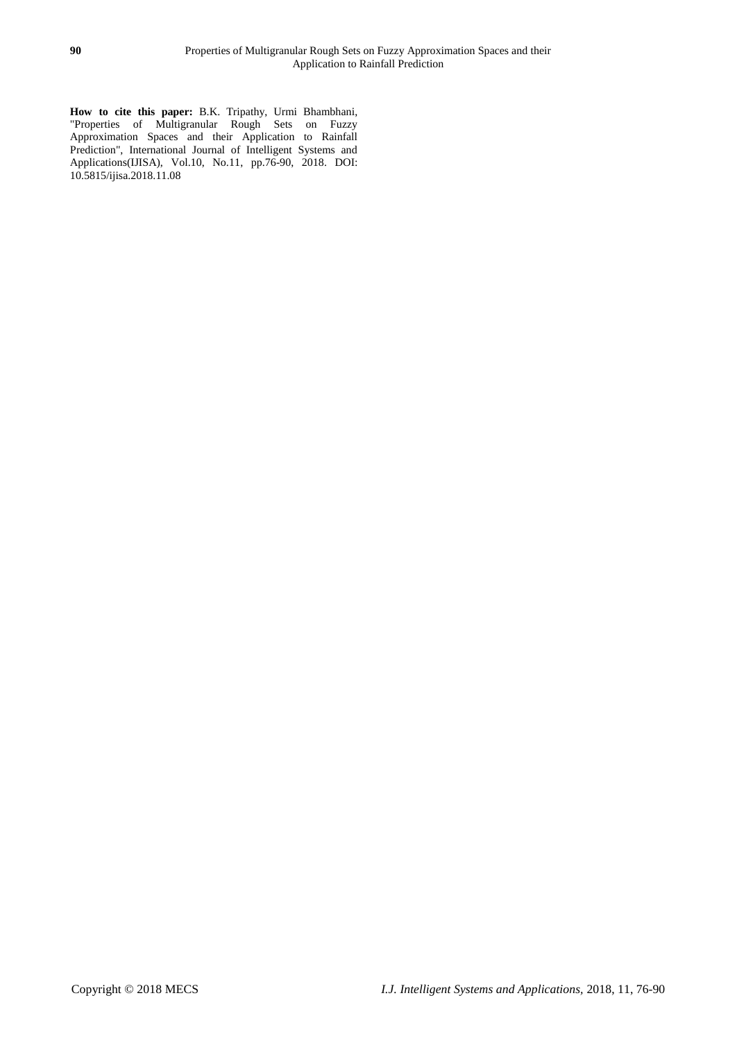**How to cite this paper:** B.K. Tripathy, Urmi Bhambhani, "Properties of Multigranular Rough Sets on Fuzzy Approximation Spaces and their Application to Rainfall Prediction", International Journal of Intelligent Systems and Applications(IJISA), Vol.10, No.11, pp.76-90, 2018. DOI: 10.5815/ijisa.2018.11.08